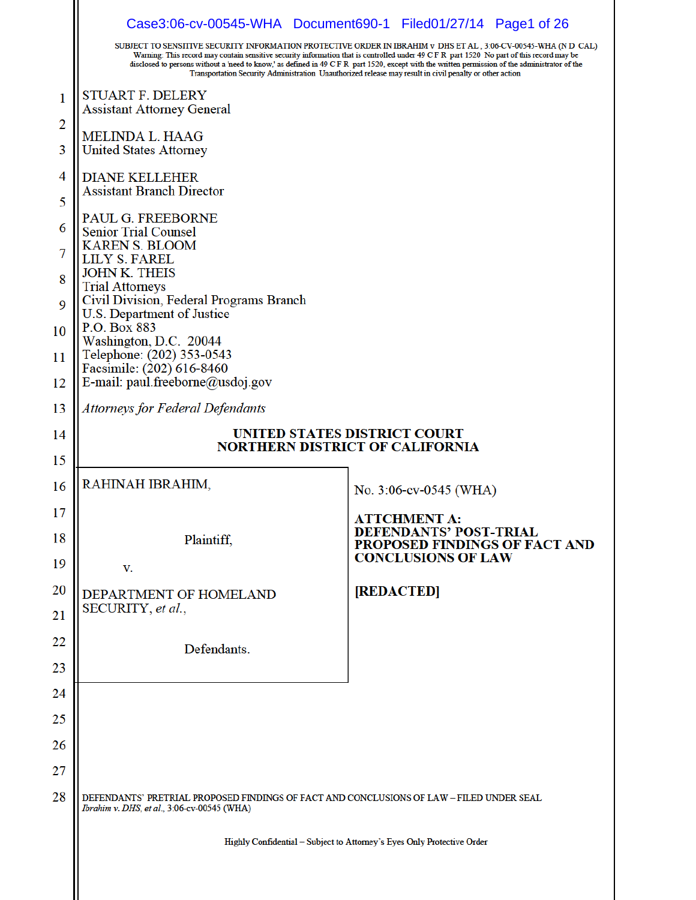SUBJECT TO SENSITIVE SECURITY INFORMATION PROTECTIVE ORDER IN IBRAHIM v DHS ET AL , 3:06-CV-00545-WHA (N D CAL)
Warning: This record may contain sensitive security information that is controlled under 49 C F R part 1520 No part of this record may be disclosed to persons without a 'need to know,' as defined in 49 C F R part 1520, except with the written permission of the administrator of the Transportation Security Administration Unauthorized release may result in civil penalty or other action

STUART F. DELERY
Assistant Attorney General

MELINDA L. HAAG
United States Attorney

DIANE KELLEHER
Assistant Branch Director

PAUL G. FREEBORNE
Senior Trial Counsel
KAREN S. BLOOM
LILY S. FAREL
JOHN K. THEIS
Trial Attorneys
Civil Division, Federal Programs Branch
U.S. Department of Justice
P.O. Box 883
Washington, D.C. 20044
Telephone: (202) 353-0543
Facsimile: (202) 616-8460
E-mail: paul.freeborne@usdoj.gov

*Attorneys for Federal Defendants*

**UNITED STATES DISTRICT COURT**
**NORTHERN DISTRICT OF CALIFORNIA**

| | |
|---|---|
| RAHINAH IBRAHIM,<br><br>Plaintiff,<br><br>v.<br><br>DEPARTMENT OF HOMELAND SECURITY, *et al.*,<br><br>Defendants. | No. 3:06-cv-0545 (WHA)<br><br>**ATTCHMENT A: DEFENDANTS' POST-TRIAL PROPOSED FINDINGS OF FACT AND CONCLUSIONS OF LAW**<br><br>**[REDACTED]** |

DEFENDANTS' PRETRIAL PROPOSED FINDINGS OF FACT AND CONCLUSIONS OF LAW – FILED UNDER SEAL
*Ibrahim v. DHS, et al.*, 3:06-cv-00545 (WHA)

Highly Confidential – Subject to Attorney's Eyes Only Protective Order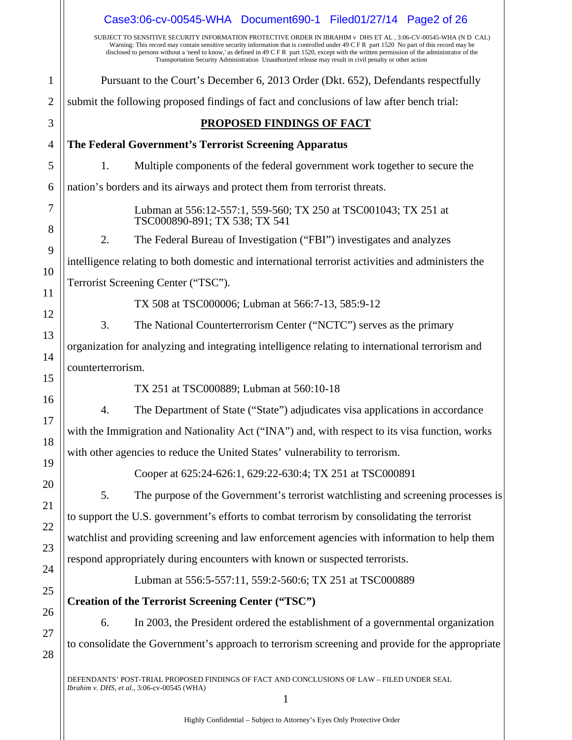SUBJECT TO SENSITIVE SECURITY INFORMATION PROTECTIVE ORDER IN IBRAHIM v DHS ET AL , 3:06-CV-00545-WHA (N D CAL)
Warning: This record may contain sensitive security information that is controlled under 49 C F R part 1520 No part of this record may be disclosed to persons without a 'need to know,' as defined in 49 C F R part 1520, except with the written permission of the administrator of the Transportation Security Administration Unauthorized release may result in civil penalty or other action

Pursuant to the Court's December 6, 2013 Order (Dkt. 652), Defendants respectfully submit the following proposed findings of fact and conclusions of law after bench trial:

## PROPOSED FINDINGS OF FACT

### The Federal Government's Terrorist Screening Apparatus

1. Multiple components of the federal government work together to secure the nation's borders and its airways and protect them from terrorist threats.

   Lubman at 556:12-557:1, 559-560; TX 250 at TSC001043; TX 251 at TSC000890-891; TX 538; TX 541

2. The Federal Bureau of Investigation ("FBI") investigates and analyzes intelligence relating to both domestic and international terrorist activities and administers the Terrorist Screening Center ("TSC").

   TX 508 at TSC000006; Lubman at 566:7-13, 585:9-12

3. The National Counterterrorism Center ("NCTC") serves as the primary organization for analyzing and integrating intelligence relating to international terrorism and counterterrorism.

   TX 251 at TSC000889; Lubman at 560:10-18

4. The Department of State ("State") adjudicates visa applications in accordance with the Immigration and Nationality Act ("INA") and, with respect to its visa function, works with other agencies to reduce the United States' vulnerability to terrorism.

   Cooper at 625:24-626:1, 629:22-630:4; TX 251 at TSC000891

5. The purpose of the Government's terrorist watchlisting and screening processes is to support the U.S. government's efforts to combat terrorism by consolidating the terrorist watchlist and providing screening and law enforcement agencies with information to help them respond appropriately during encounters with known or suspected terrorists.

   Lubman at 556:5-557:11, 559:2-560:6; TX 251 at TSC000889

### Creation of the Terrorist Screening Center ("TSC")

6. In 2003, the President ordered the establishment of a governmental organization to consolidate the Government's approach to terrorism screening and provide for the appropriate

DEFENDANTS' POST-TRIAL PROPOSED FINDINGS OF FACT AND CONCLUSIONS OF LAW – FILED UNDER SEAL
*Ibrahim v. DHS, et al.*, 3:06-cv-00545 (WHA)

Highly Confidential – Subject to Attorney's Eyes Only Protective Order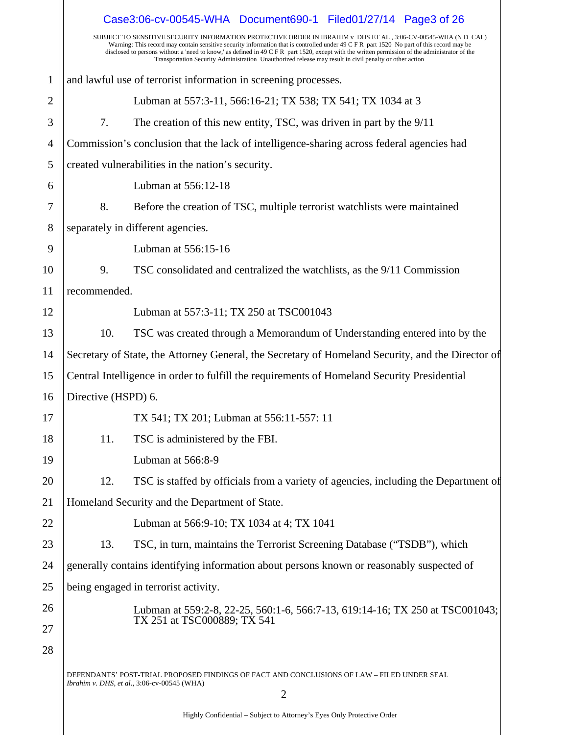and lawful use of terrorist information in screening processes.

Lubman at 557:3-11, 566:16-21; TX 538; TX 541; TX 1034 at 3

7. The creation of this new entity, TSC, was driven in part by the 9/11 Commission's conclusion that the lack of intelligence-sharing across federal agencies had created vulnerabilities in the nation's security.

Lubman at 556:12-18

8. Before the creation of TSC, multiple terrorist watchlists were maintained separately in different agencies.

Lubman at 556:15-16

9. TSC consolidated and centralized the watchlists, as the 9/11 Commission recommended.

Lubman at 557:3-11; TX 250 at TSC001043

10. TSC was created through a Memorandum of Understanding entered into by the Secretary of State, the Attorney General, the Secretary of Homeland Security, and the Director of Central Intelligence in order to fulfill the requirements of Homeland Security Presidential Directive (HSPD) 6.

TX 541; TX 201; Lubman at 556:11-557: 11

11. TSC is administered by the FBI.

Lubman at 566:8-9

12. TSC is staffed by officials from a variety of agencies, including the Department of Homeland Security and the Department of State.

Lubman at 566:9-10; TX 1034 at 4; TX 1041

13. TSC, in turn, maintains the Terrorist Screening Database ("TSDB"), which generally contains identifying information about persons known or reasonably suspected of being engaged in terrorist activity.

Lubman at 559:2-8, 22-25, 560:1-6, 566:7-13, 619:14-16; TX 250 at TSC001043; TX 251 at TSC000889; TX 541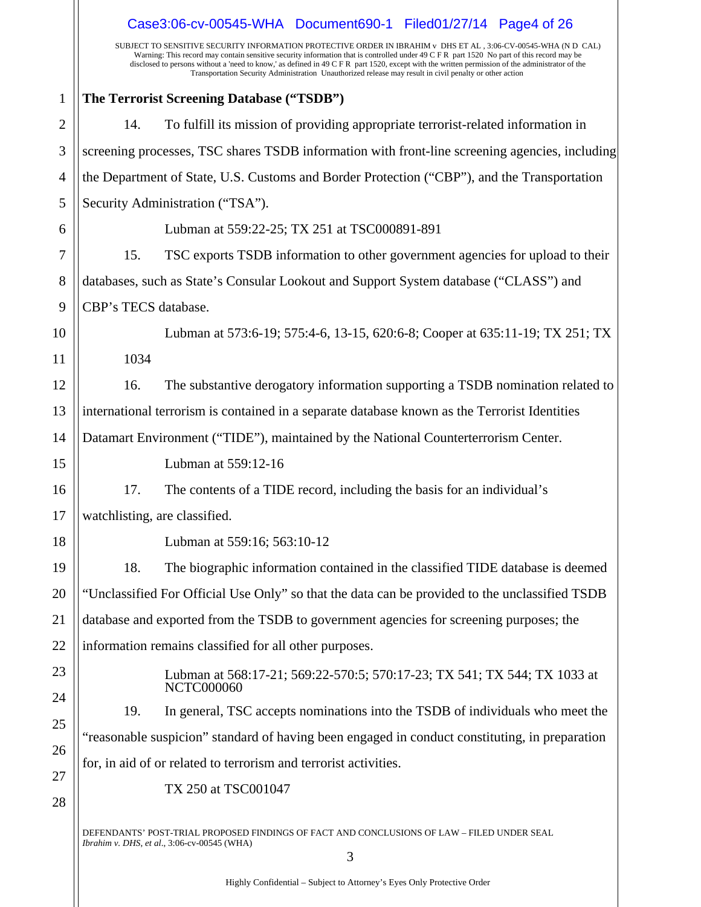SUBJECT TO SENSITIVE SECURITY INFORMATION PROTECTIVE ORDER IN IBRAHIM v DHS ET AL , 3:06-CV-00545-WHA (N D CAL)
Warning: This record may contain sensitive security information that is controlled under 49 C F R part 1520 No part of this record may be disclosed to persons without a 'need to know,' as defined in 49 C F R part 1520, except with the written permission of the administrator of the Transportation Security Administration Unauthorized release may result in civil penalty or other action

**The Terrorist Screening Database ("TSDB")**

14. To fulfill its mission of providing appropriate terrorist-related information in screening processes, TSC shares TSDB information with front-line screening agencies, including the Department of State, U.S. Customs and Border Protection ("CBP"), and the Transportation Security Administration ("TSA").

Lubman at 559:22-25; TX 251 at TSC000891-891

15. TSC exports TSDB information to other government agencies for upload to their databases, such as State's Consular Lookout and Support System database ("CLASS") and CBP's TECS database.

Lubman at 573:6-19; 575:4-6, 13-15, 620:6-8; Cooper at 635:11-19; TX 251; TX 1034

16. The substantive derogatory information supporting a TSDB nomination related to international terrorism is contained in a separate database known as the Terrorist Identities Datamart Environment ("TIDE"), maintained by the National Counterterrorism Center.

Lubman at 559:12-16

17. The contents of a TIDE record, including the basis for an individual's watchlisting, are classified.

Lubman at 559:16; 563:10-12

18. The biographic information contained in the classified TIDE database is deemed "Unclassified For Official Use Only" so that the data can be provided to the unclassified TSDB database and exported from the TSDB to government agencies for screening purposes; the information remains classified for all other purposes.

Lubman at 568:17-21; 569:22-570:5; 570:17-23; TX 541; TX 544; TX 1033 at NCTC000060

19. In general, TSC accepts nominations into the TSDB of individuals who meet the "reasonable suspicion" standard of having been engaged in conduct constituting, in preparation for, in aid of or related to terrorism and terrorist activities.

TX 250 at TSC001047

DEFENDANTS' POST-TRIAL PROPOSED FINDINGS OF FACT AND CONCLUSIONS OF LAW – FILED UNDER SEAL
*Ibrahim v. DHS, et al.*, 3:06-cv-00545 (WHA)

Highly Confidential – Subject to Attorney's Eyes Only Protective Order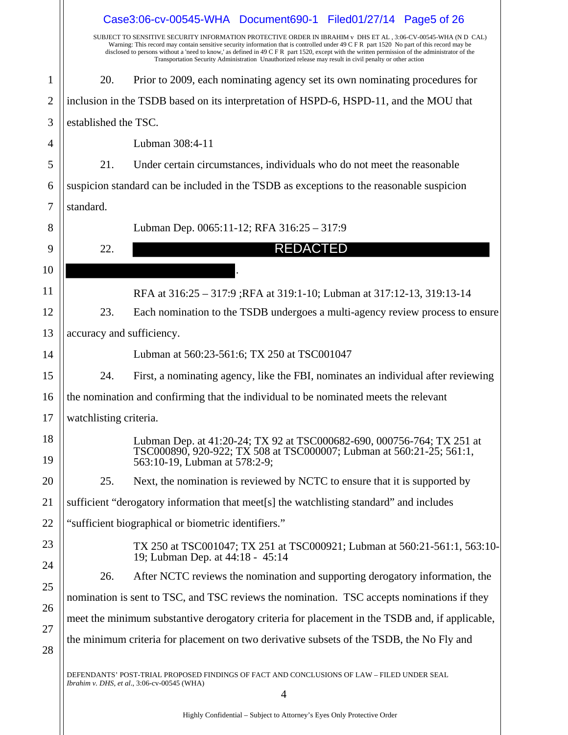SUBJECT TO SENSITIVE SECURITY INFORMATION PROTECTIVE ORDER IN IBRAHIM v DHS ET AL , 3:06-CV-00545-WHA (N D CAL) Warning: This record may contain sensitive security information that is controlled under 49 C F R part 1520 No part of this record may be disclosed to persons without a 'need to know,' as defined in 49 C F R part 1520, except with the written permission of the administrator of the Transportation Security Administration Unauthorized release may result in civil penalty or other action

20. Prior to 2009, each nominating agency set its own nominating procedures for inclusion in the TSDB based on its interpretation of HSPD-6, HSPD-11, and the MOU that established the TSC.

> Lubman 308:4-11

21. Under certain circumstances, individuals who do not meet the reasonable suspicion standard can be included in the TSDB as exceptions to the reasonable suspicion standard.

> Lubman Dep. 0065:11-12; RFA 316:25 – 317:9

22. REDACTED

> RFA at 316:25 – 317:9 ;RFA at 319:1-10; Lubman at 317:12-13, 319:13-14

23. Each nomination to the TSDB undergoes a multi-agency review process to ensure accuracy and sufficiency.

> Lubman at 560:23-561:6; TX 250 at TSC001047

24. First, a nominating agency, like the FBI, nominates an individual after reviewing the nomination and confirming that the individual to be nominated meets the relevant watchlisting criteria.

> Lubman Dep. at 41:20-24; TX 92 at TSC000682-690, 000756-764; TX 251 at TSC000890, 920-922; TX 508 at TSC000007; Lubman at 560:21-25; 561:1, 563:10-19, Lubman at 578:2-9;

25. Next, the nomination is reviewed by NCTC to ensure that it is supported by sufficient "derogatory information that meet[s] the watchlisting standard" and includes "sufficient biographical or biometric identifiers."

> TX 250 at TSC001047; TX 251 at TSC000921; Lubman at 560:21-561:1, 563:10-19; Lubman Dep. at 44:18 - 45:14

26. After NCTC reviews the nomination and supporting derogatory information, the nomination is sent to TSC, and TSC reviews the nomination. TSC accepts nominations if they meet the minimum substantive derogatory criteria for placement in the TSDB and, if applicable, the minimum criteria for placement on two derivative subsets of the TSDB, the No Fly and

DEFENDANTS' POST-TRIAL PROPOSED FINDINGS OF FACT AND CONCLUSIONS OF LAW – FILED UNDER SEAL
*Ibrahim v. DHS, et al.*, 3:06-cv-00545 (WHA)

Highly Confidential – Subject to Attorney's Eyes Only Protective Order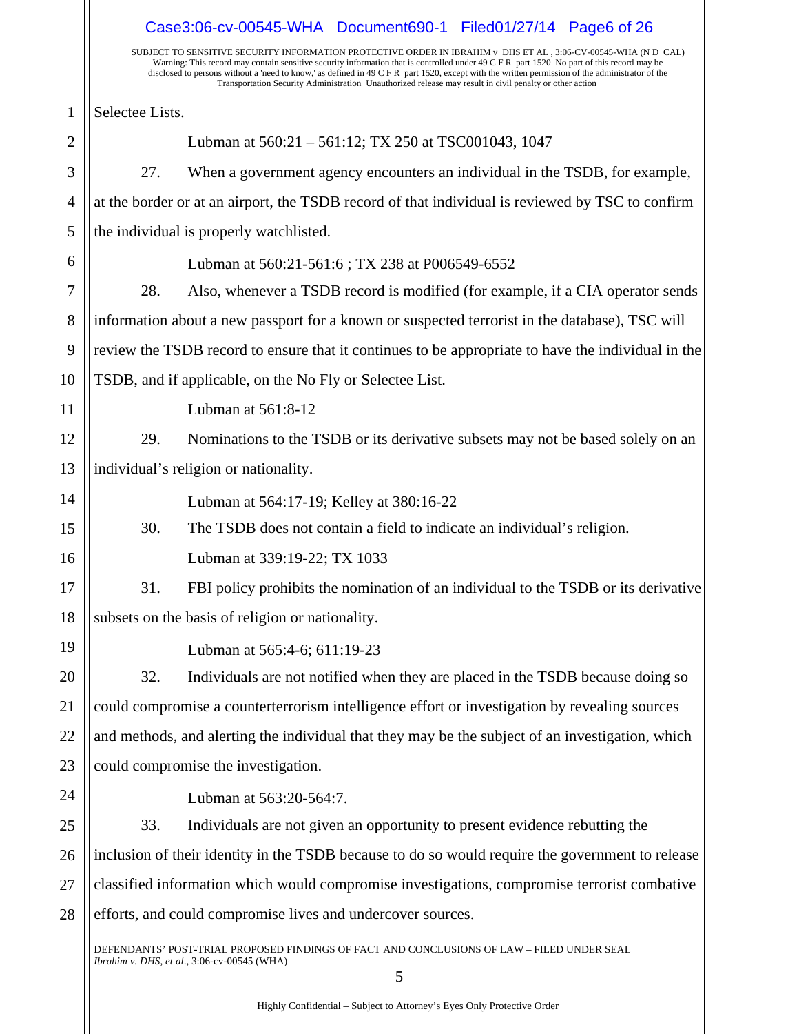Selectee Lists.

Lubman at 560:21 – 561:12; TX 250 at TSC001043, 1047

27. When a government agency encounters an individual in the TSDB, for example, at the border or at an airport, the TSDB record of that individual is reviewed by TSC to confirm the individual is properly watchlisted.

Lubman at 560:21-561:6 ; TX 238 at P006549-6552

28. Also, whenever a TSDB record is modified (for example, if a CIA operator sends information about a new passport for a known or suspected terrorist in the database), TSC will review the TSDB record to ensure that it continues to be appropriate to have the individual in the TSDB, and if applicable, on the No Fly or Selectee List.

Lubman at 561:8-12

29. Nominations to the TSDB or its derivative subsets may not be based solely on an individual's religion or nationality.

Lubman at 564:17-19; Kelley at 380:16-22

30. The TSDB does not contain a field to indicate an individual's religion.

Lubman at 339:19-22; TX 1033

31. FBI policy prohibits the nomination of an individual to the TSDB or its derivative subsets on the basis of religion or nationality.

Lubman at 565:4-6; 611:19-23

32. Individuals are not notified when they are placed in the TSDB because doing so could compromise a counterterrorism intelligence effort or investigation by revealing sources and methods, and alerting the individual that they may be the subject of an investigation, which could compromise the investigation.

Lubman at 563:20-564:7.

33. Individuals are not given an opportunity to present evidence rebutting the inclusion of their identity in the TSDB because to do so would require the government to release classified information which would compromise investigations, compromise terrorist combative efforts, and could compromise lives and undercover sources.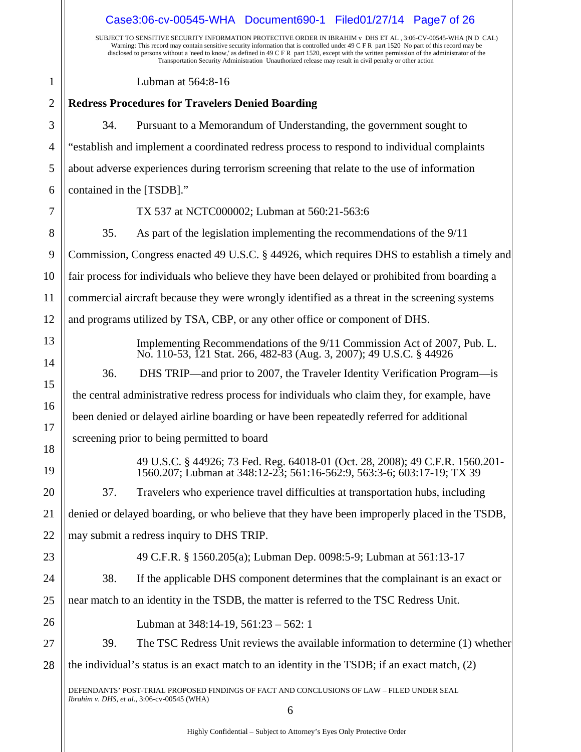Lubman at 564:8-16

**Redress Procedures for Travelers Denied Boarding**

34. Pursuant to a Memorandum of Understanding, the government sought to "establish and implement a coordinated redress process to respond to individual complaints about adverse experiences during terrorism screening that relate to the use of information contained in the [TSDB]."

TX 537 at NCTC000002; Lubman at 560:21-563:6

35. As part of the legislation implementing the recommendations of the 9/11 Commission, Congress enacted 49 U.S.C. § 44926, which requires DHS to establish a timely and fair process for individuals who believe they have been delayed or prohibited from boarding a commercial aircraft because they were wrongly identified as a threat in the screening systems and programs utilized by TSA, CBP, or any other office or component of DHS.

Implementing Recommendations of the 9/11 Commission Act of 2007, Pub. L. No. 110-53, 121 Stat. 266, 482-83 (Aug. 3, 2007); 49 U.S.C. § 44926

36. DHS TRIP—and prior to 2007, the Traveler Identity Verification Program—is the central administrative redress process for individuals who claim they, for example, have been denied or delayed airline boarding or have been repeatedly referred for additional screening prior to being permitted to board

49 U.S.C. § 44926; 73 Fed. Reg. 64018-01 (Oct. 28, 2008); 49 C.F.R. 1560.201-1560.207; Lubman at 348:12-23; 561:16-562:9, 563:3-6; 603:17-19; TX 39

37. Travelers who experience travel difficulties at transportation hubs, including denied or delayed boarding, or who believe that they have been improperly placed in the TSDB, may submit a redress inquiry to DHS TRIP.

49 C.F.R. § 1560.205(a); Lubman Dep. 0098:5-9; Lubman at 561:13-17

38. If the applicable DHS component determines that the complainant is an exact or near match to an identity in the TSDB, the matter is referred to the TSC Redress Unit.

Lubman at 348:14-19, 561:23 – 562: 1

39. The TSC Redress Unit reviews the available information to determine (1) whether the individual's status is an exact match to an identity in the TSDB; if an exact match, (2)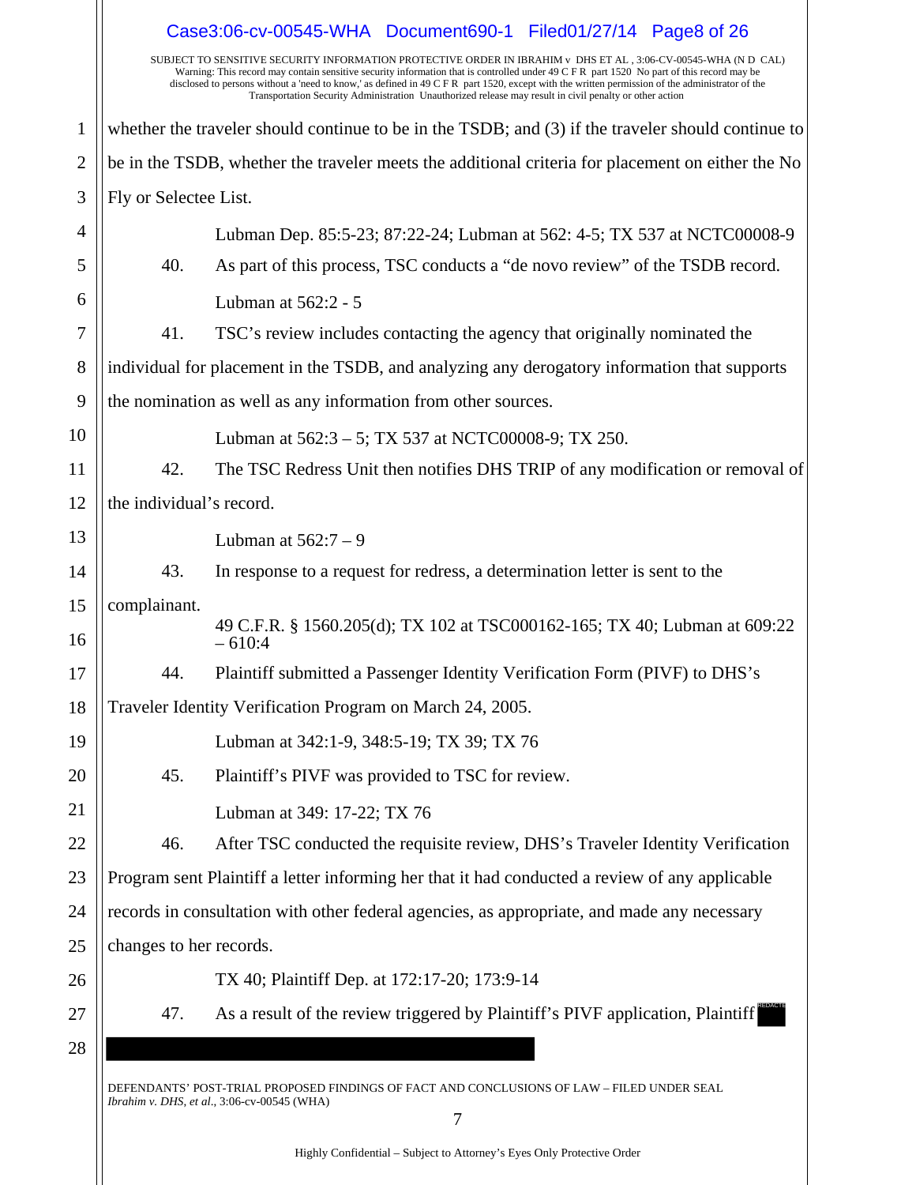SUBJECT TO SENSITIVE SECURITY INFORMATION PROTECTIVE ORDER IN IBRAHIM v DHS ET AL , 3:06-CV-00545-WHA (N D CAL)
Warning: This record may contain sensitive security information that is controlled under 49 C F R part 1520 No part of this record may be disclosed to persons without a 'need to know,' as defined in 49 C F R part 1520, except with the written permission of the administrator of the Transportation Security Administration Unauthorized release may result in civil penalty or other action

whether the traveler should continue to be in the TSDB; and (3) if the traveler should continue to be in the TSDB, whether the traveler meets the additional criteria for placement on either the No Fly or Selectee List.

Lubman Dep. 85:5-23; 87:22-24; Lubman at 562: 4-5; TX 537 at NCTC00008-9

40. As part of this process, TSC conducts a "de novo review" of the TSDB record.

Lubman at 562:2 - 5

41. TSC's review includes contacting the agency that originally nominated the individual for placement in the TSDB, and analyzing any derogatory information that supports the nomination as well as any information from other sources.

Lubman at 562:3 – 5; TX 537 at NCTC00008-9; TX 250.

42. The TSC Redress Unit then notifies DHS TRIP of any modification or removal of the individual's record.

Lubman at 562:7 – 9

43. In response to a request for redress, a determination letter is sent to the complainant.

49 C.F.R. § 1560.205(d); TX 102 at TSC000162-165; TX 40; Lubman at 609:22 – 610:4

44. Plaintiff submitted a Passenger Identity Verification Form (PIVF) to DHS's Traveler Identity Verification Program on March 24, 2005.

Lubman at 342:1-9, 348:5-19; TX 39; TX 76

45. Plaintiff's PIVF was provided to TSC for review.

Lubman at 349: 17-22; TX 76

46. After TSC conducted the requisite review, DHS's Traveler Identity Verification Program sent Plaintiff a letter informing her that it had conducted a review of any applicable records in consultation with other federal agencies, as appropriate, and made any necessary changes to her records.

TX 40; Plaintiff Dep. at 172:17-20; 173:9-14

47. As a result of the review triggered by Plaintiff's PIVF application, Plaintiff [REDACTED]

[REDACTED]

DEFENDANTS' POST-TRIAL PROPOSED FINDINGS OF FACT AND CONCLUSIONS OF LAW – FILED UNDER SEAL
*Ibrahim v. DHS, et al.*, 3:06-cv-00545 (WHA)

Highly Confidential – Subject to Attorney's Eyes Only Protective Order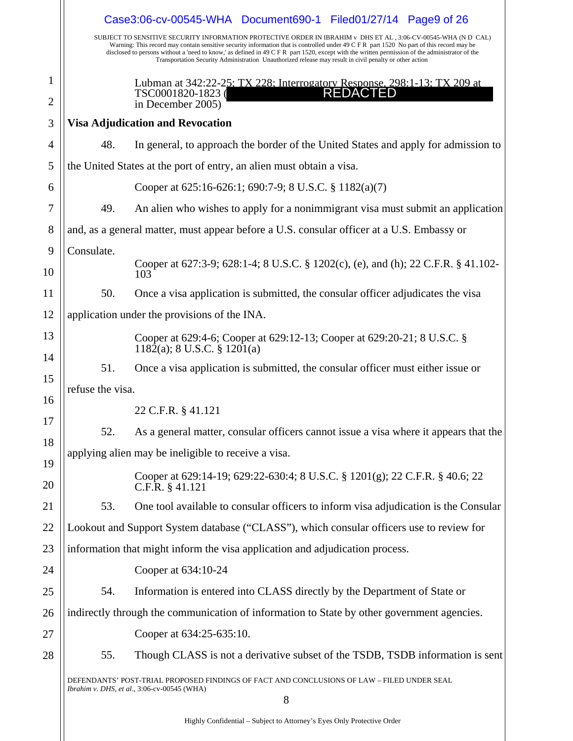SUBJECT TO SENSITIVE SECURITY INFORMATION PROTECTIVE ORDER IN IBRAHIM v DHS ET AL , 3:06-CV-00545-WHA (N D CAL) Warning: This record may contain sensitive security information that is controlled under 49 C F R part 1520 No part of this record may be disclosed to persons without a 'need to know,' as defined in 49 C F R part 1520, except with the written permission of the administrator of the Transportation Security Administration Unauthorized release may result in civil penalty or other action

> Lubman at 342:22-25; TX 228; Interrogatory Response, 298:1-13; TX 209 at TSC0001820-1823 (REDACTED in December 2005)

**Visa Adjudication and Revocation**

48. In general, to approach the border of the United States and apply for admission to the United States at the port of entry, an alien must obtain a visa.

> Cooper at 625:16-626:1; 690:7-9; 8 U.S.C. § 1182(a)(7)

49. An alien who wishes to apply for a nonimmigrant visa must submit an application and, as a general matter, must appear before a U.S. consular officer at a U.S. Embassy or Consulate.

> Cooper at 627:3-9; 628:1-4; 8 U.S.C. § 1202(c), (e), and (h); 22 C.F.R. § 41.102-103

50. Once a visa application is submitted, the consular officer adjudicates the visa application under the provisions of the INA.

> Cooper at 629:4-6; Cooper at 629:12-13; Cooper at 629:20-21; 8 U.S.C. § 1182(a); 8 U.S.C. § 1201(a)

51. Once a visa application is submitted, the consular officer must either issue or refuse the visa.

> 22 C.F.R. § 41.121

52. As a general matter, consular officers cannot issue a visa where it appears that the applying alien may be ineligible to receive a visa.

> Cooper at 629:14-19; 629:22-630:4; 8 U.S.C. § 1201(g); 22 C.F.R. § 40.6; 22 C.F.R. § 41.121

53. One tool available to consular officers to inform visa adjudication is the Consular Lookout and Support System database ("CLASS"), which consular officers use to review for information that might inform the visa application and adjudication process.

> Cooper at 634:10-24

54. Information is entered into CLASS directly by the Department of State or indirectly through the communication of information to State by other government agencies.

> Cooper at 634:25-635:10.

55. Though CLASS is not a derivative subset of the TSDB, TSDB information is sent

DEFENDANTS' POST-TRIAL PROPOSED FINDINGS OF FACT AND CONCLUSIONS OF LAW – FILED UNDER SEAL
*Ibrahim v. DHS, et al.*, 3:06-cv-00545 (WHA)

Highly Confidential – Subject to Attorney's Eyes Only Protective Order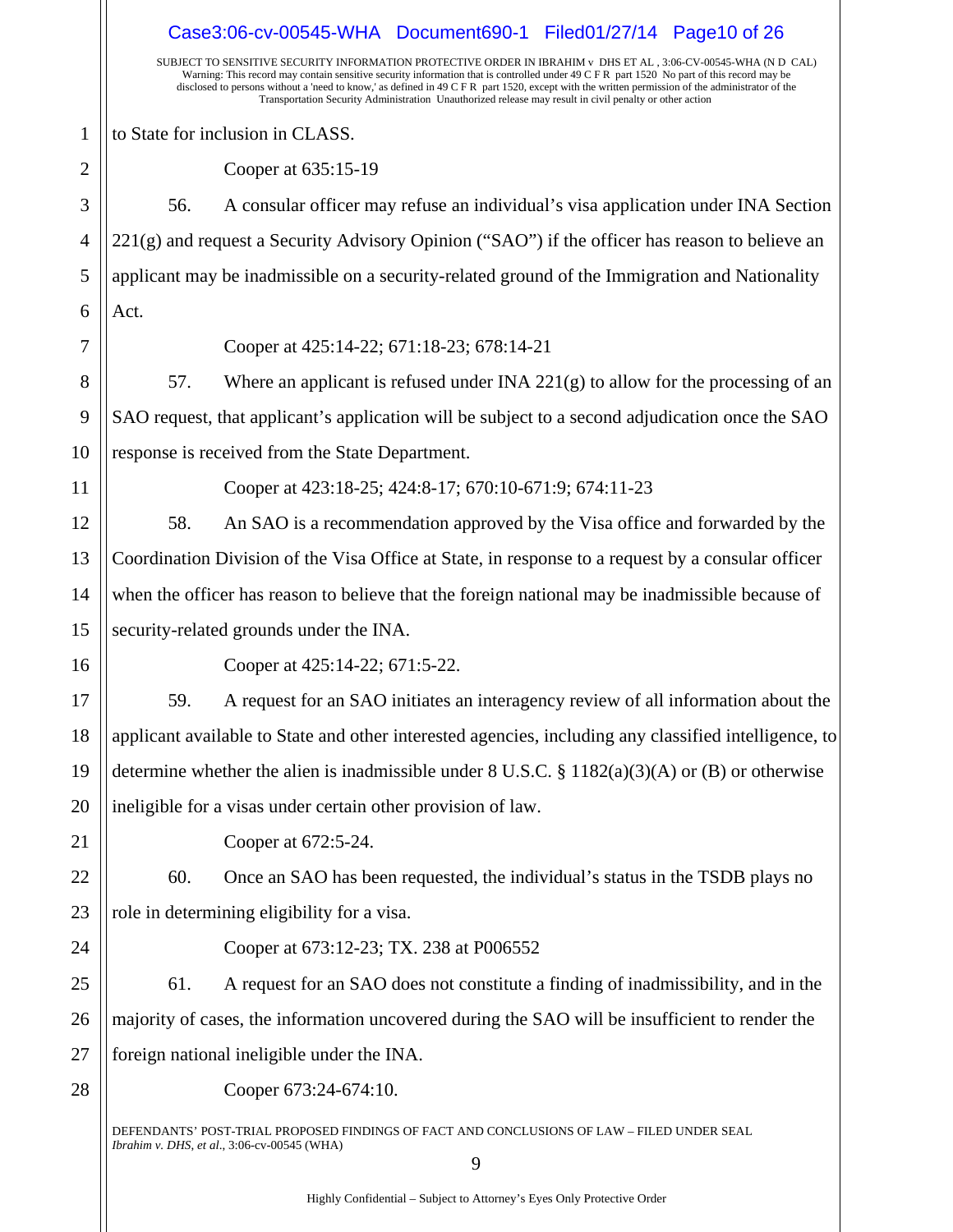to State for inclusion in CLASS.

Cooper at 635:15-19

56. A consular officer may refuse an individual's visa application under INA Section 221(g) and request a Security Advisory Opinion ("SAO") if the officer has reason to believe an applicant may be inadmissible on a security-related ground of the Immigration and Nationality Act.

Cooper at 425:14-22; 671:18-23; 678:14-21

57. Where an applicant is refused under INA 221(g) to allow for the processing of an SAO request, that applicant's application will be subject to a second adjudication once the SAO response is received from the State Department.

Cooper at 423:18-25; 424:8-17; 670:10-671:9; 674:11-23

58. An SAO is a recommendation approved by the Visa office and forwarded by the Coordination Division of the Visa Office at State, in response to a request by a consular officer when the officer has reason to believe that the foreign national may be inadmissible because of security-related grounds under the INA.

Cooper at 425:14-22; 671:5-22.

59. A request for an SAO initiates an interagency review of all information about the applicant available to State and other interested agencies, including any classified intelligence, to determine whether the alien is inadmissible under 8 U.S.C. § 1182(a)(3)(A) or (B) or otherwise ineligible for a visas under certain other provision of law.

Cooper at 672:5-24.

60. Once an SAO has been requested, the individual's status in the TSDB plays no role in determining eligibility for a visa.

Cooper at 673:12-23; TX. 238 at P006552

61. A request for an SAO does not constitute a finding of inadmissibility, and in the majority of cases, the information uncovered during the SAO will be insufficient to render the foreign national ineligible under the INA.

Cooper 673:24-674:10.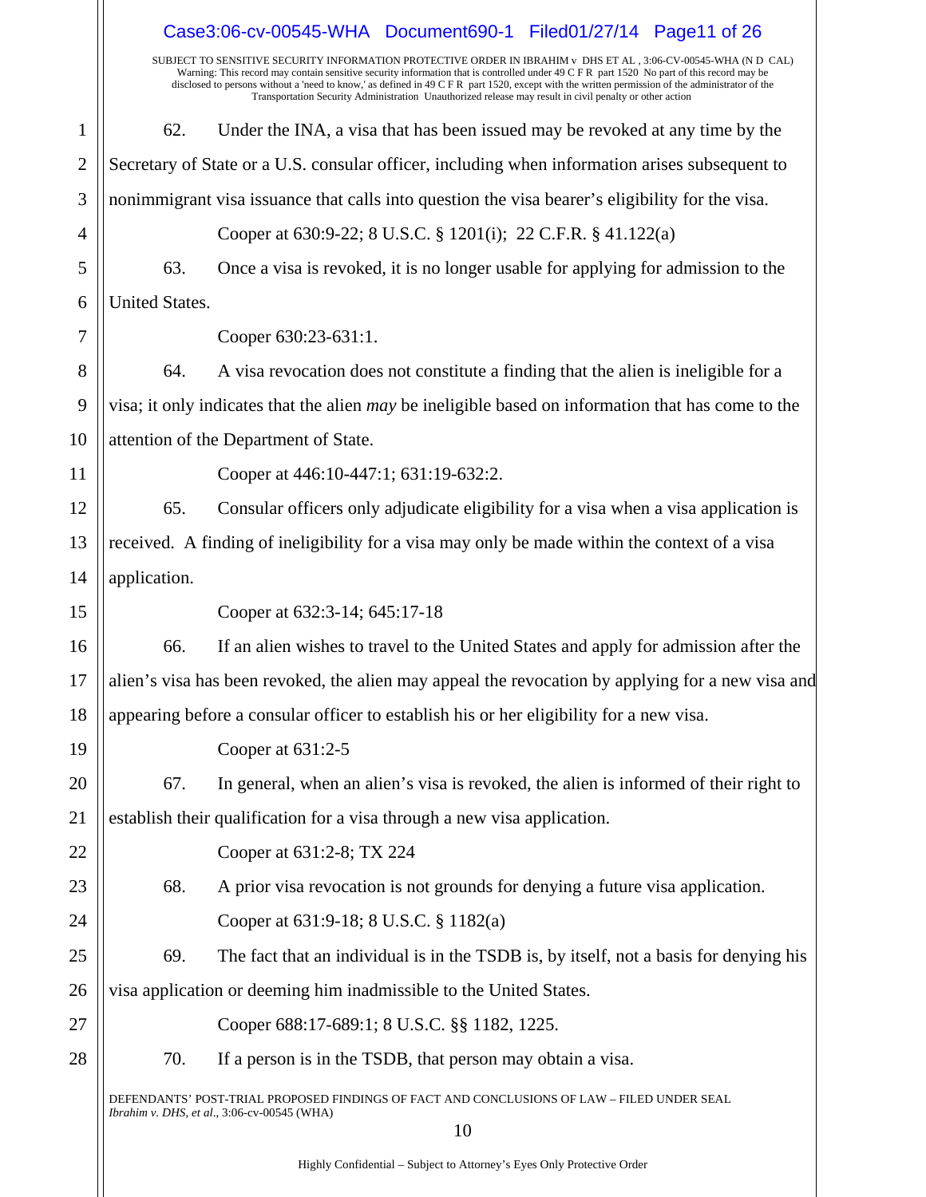SUBJECT TO SENSITIVE SECURITY INFORMATION PROTECTIVE ORDER IN IBRAHIM v DHS ET AL , 3:06-CV-00545-WHA (N D CAL)
Warning: This record may contain sensitive security information that is controlled under 49 C F R part 1520 No part of this record may be disclosed to persons without a 'need to know,' as defined in 49 C F R part 1520, except with the written permission of the administrator of the Transportation Security Administration Unauthorized release may result in civil penalty or other action

62. Under the INA, a visa that has been issued may be revoked at any time by the Secretary of State or a U.S. consular officer, including when information arises subsequent to nonimmigrant visa issuance that calls into question the visa bearer's eligibility for the visa.

Cooper at 630:9-22; 8 U.S.C. § 1201(i); 22 C.F.R. § 41.122(a)

63. Once a visa is revoked, it is no longer usable for applying for admission to the United States.

Cooper 630:23-631:1.

64. A visa revocation does not constitute a finding that the alien is ineligible for a visa; it only indicates that the alien *may* be ineligible based on information that has come to the attention of the Department of State.

Cooper at 446:10-447:1; 631:19-632:2.

65. Consular officers only adjudicate eligibility for a visa when a visa application is received. A finding of ineligibility for a visa may only be made within the context of a visa application.

Cooper at 632:3-14; 645:17-18

66. If an alien wishes to travel to the United States and apply for admission after the alien's visa has been revoked, the alien may appeal the revocation by applying for a new visa and appearing before a consular officer to establish his or her eligibility for a new visa.

Cooper at 631:2-5

67. In general, when an alien's visa is revoked, the alien is informed of their right to establish their qualification for a visa through a new visa application.

Cooper at 631:2-8; TX 224

68. A prior visa revocation is not grounds for denying a future visa application.

Cooper at 631:9-18; 8 U.S.C. § 1182(a)

69. The fact that an individual is in the TSDB is, by itself, not a basis for denying his visa application or deeming him inadmissible to the United States.

Cooper 688:17-689:1; 8 U.S.C. §§ 1182, 1225.

70. If a person is in the TSDB, that person may obtain a visa.

DEFENDANTS' POST-TRIAL PROPOSED FINDINGS OF FACT AND CONCLUSIONS OF LAW – FILED UNDER SEAL
*Ibrahim v. DHS, et al.*, 3:06-cv-00545 (WHA)

Highly Confidential – Subject to Attorney's Eyes Only Protective Order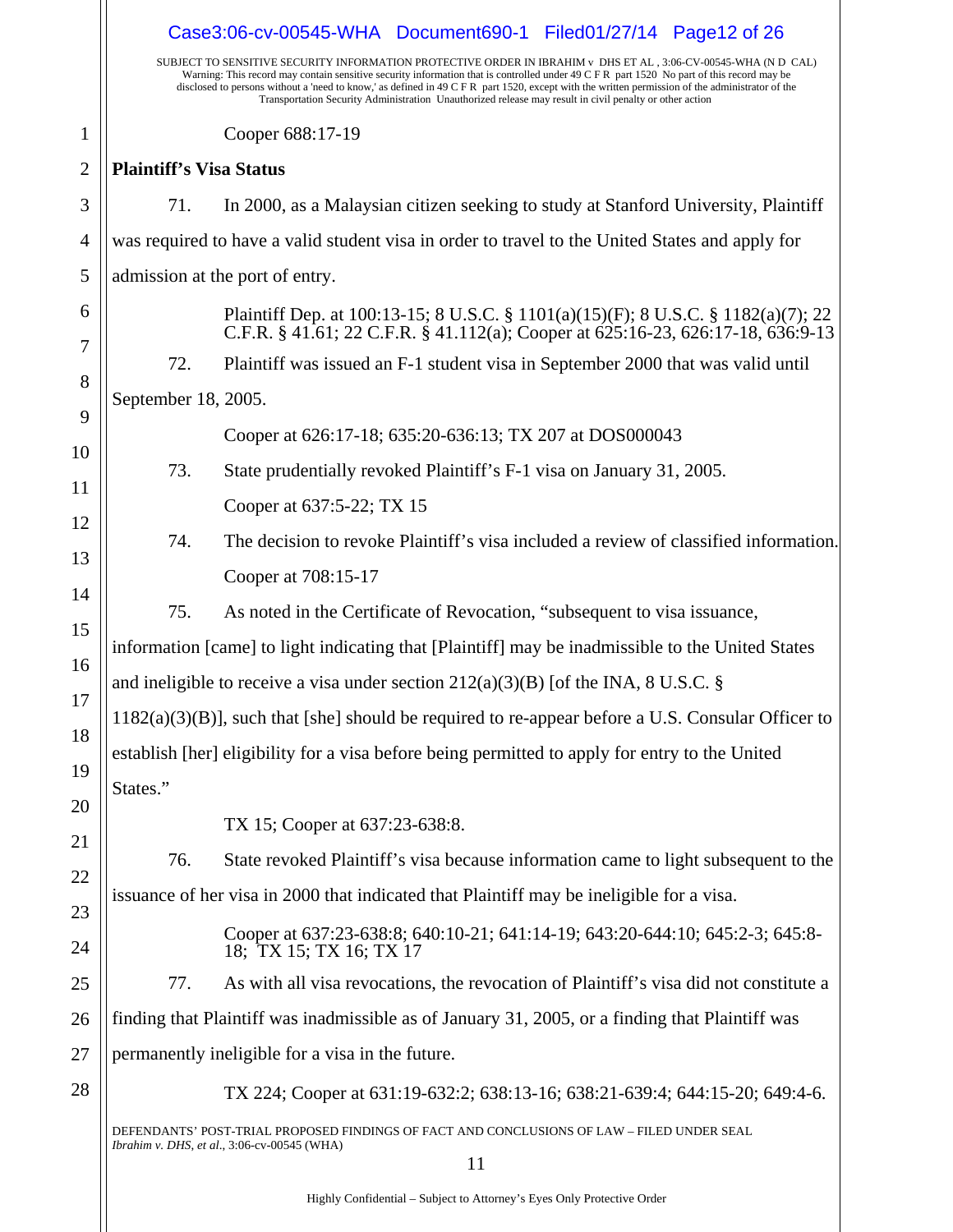Cooper 688:17-19

**Plaintiff's Visa Status**

71. In 2000, as a Malaysian citizen seeking to study at Stanford University, Plaintiff was required to have a valid student visa in order to travel to the United States and apply for admission at the port of entry.

Plaintiff Dep. at 100:13-15; 8 U.S.C. § 1101(a)(15)(F); 8 U.S.C. § 1182(a)(7); 22 C.F.R. § 41.61; 22 C.F.R. § 41.112(a); Cooper at 625:16-23, 626:17-18, 636:9-13

72. Plaintiff was issued an F-1 student visa in September 2000 that was valid until September 18, 2005.

Cooper at 626:17-18; 635:20-636:13; TX 207 at DOS000043

73. State prudentially revoked Plaintiff's F-1 visa on January 31, 2005.

Cooper at 637:5-22; TX 15

74. The decision to revoke Plaintiff's visa included a review of classified information.

Cooper at 708:15-17

75. As noted in the Certificate of Revocation, "subsequent to visa issuance, information [came] to light indicating that [Plaintiff] may be inadmissible to the United States and ineligible to receive a visa under section 212(a)(3)(B) [of the INA, 8 U.S.C. § 1182(a)(3)(B)], such that [she] should be required to re-appear before a U.S. Consular Officer to establish [her] eligibility for a visa before being permitted to apply for entry to the United States."

TX 15; Cooper at 637:23-638:8.

76. State revoked Plaintiff's visa because information came to light subsequent to the issuance of her visa in 2000 that indicated that Plaintiff may be ineligible for a visa.

Cooper at 637:23-638:8; 640:10-21; 641:14-19; 643:20-644:10; 645:2-3; 645:8-18; TX 15; TX 16; TX 17

77. As with all visa revocations, the revocation of Plaintiff's visa did not constitute a finding that Plaintiff was inadmissible as of January 31, 2005, or a finding that Plaintiff was permanently ineligible for a visa in the future.

TX 224; Cooper at 631:19-632:2; 638:13-16; 638:21-639:4; 644:15-20; 649:4-6.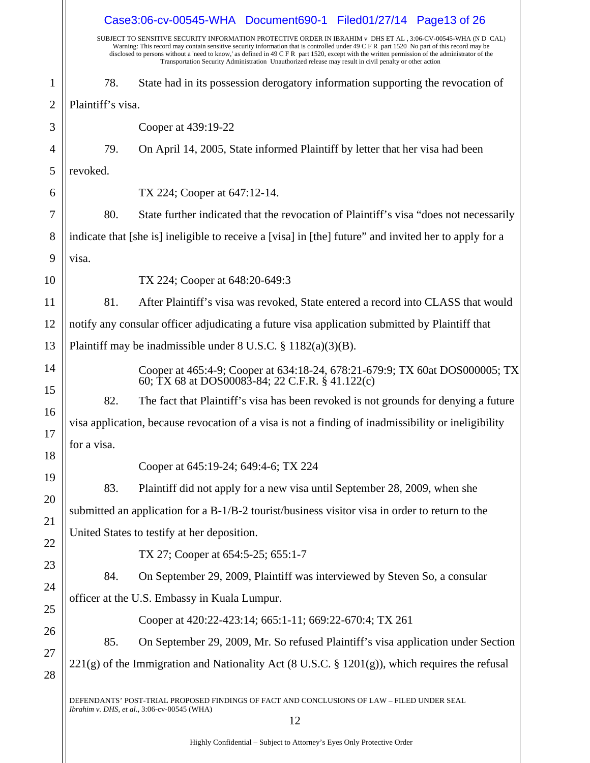SUBJECT TO SENSITIVE SECURITY INFORMATION PROTECTIVE ORDER IN IBRAHIM v DHS ET AL , 3:06-CV-00545-WHA (N D CAL)
Warning: This record may contain sensitive security information that is controlled under 49 C F R part 1520 No part of this record may be disclosed to persons without a 'need to know,' as defined in 49 C F R part 1520, except with the written permission of the administrator of the Transportation Security Administration Unauthorized release may result in civil penalty or other action

78. State had in its possession derogatory information supporting the revocation of Plaintiff's visa.

Cooper at 439:19-22

79. On April 14, 2005, State informed Plaintiff by letter that her visa had been revoked.

TX 224; Cooper at 647:12-14.

80. State further indicated that the revocation of Plaintiff's visa "does not necessarily indicate that [she is] ineligible to receive a [visa] in [the] future" and invited her to apply for a visa.

TX 224; Cooper at 648:20-649:3

81. After Plaintiff's visa was revoked, State entered a record into CLASS that would notify any consular officer adjudicating a future visa application submitted by Plaintiff that Plaintiff may be inadmissible under 8 U.S.C. § 1182(a)(3)(B).

Cooper at 465:4-9; Cooper at 634:18-24, 678:21-679:9; TX 60at DOS000005; TX 60; TX 68 at DOS00083-84; 22 C.F.R. § 41.122(c)

82. The fact that Plaintiff's visa has been revoked is not grounds for denying a future visa application, because revocation of a visa is not a finding of inadmissibility or ineligibility for a visa.

Cooper at 645:19-24; 649:4-6; TX 224

83. Plaintiff did not apply for a new visa until September 28, 2009, when she submitted an application for a B-1/B-2 tourist/business visitor visa in order to return to the United States to testify at her deposition.

TX 27; Cooper at 654:5-25; 655:1-7

84. On September 29, 2009, Plaintiff was interviewed by Steven So, a consular officer at the U.S. Embassy in Kuala Lumpur.

Cooper at 420:22-423:14; 665:1-11; 669:22-670:4; TX 261

85. On September 29, 2009, Mr. So refused Plaintiff's visa application under Section 221(g) of the Immigration and Nationality Act (8 U.S.C. § 1201(g)), which requires the refusal

DEFENDANTS' POST-TRIAL PROPOSED FINDINGS OF FACT AND CONCLUSIONS OF LAW – FILED UNDER SEAL
*Ibrahim v. DHS, et al.*, 3:06-cv-00545 (WHA)

Highly Confidential – Subject to Attorney's Eyes Only Protective Order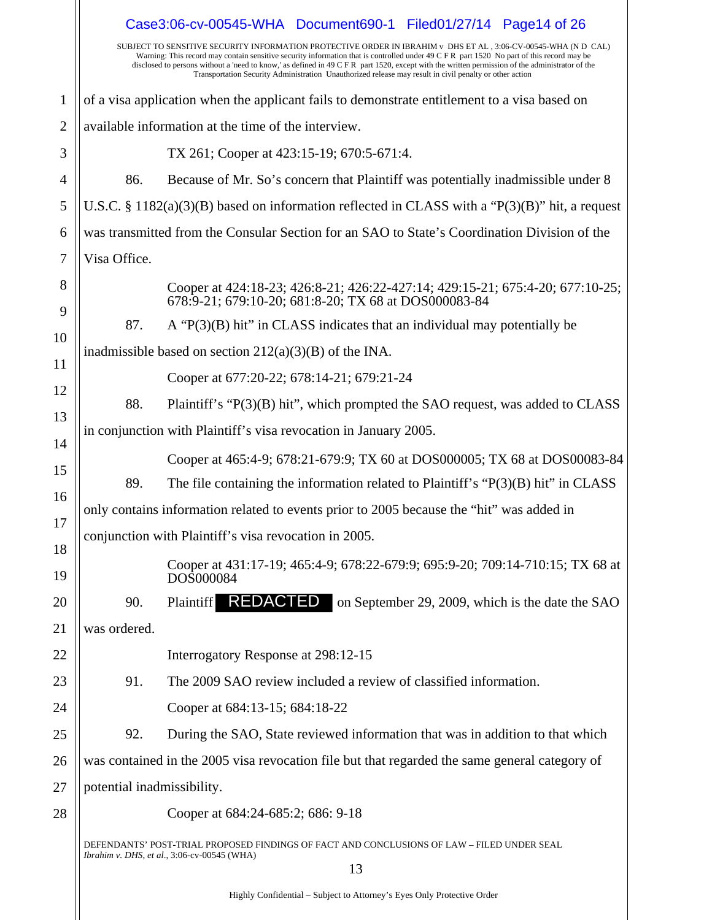SUBJECT TO SENSITIVE SECURITY INFORMATION PROTECTIVE ORDER IN IBRAHIM v DHS ET AL , 3:06-CV-00545-WHA (N D CAL)
Warning: This record may contain sensitive security information that is controlled under 49 C F R part 1520 No part of this record may be disclosed to persons without a 'need to know,' as defined in 49 C F R part 1520, except with the written permission of the administrator of the Transportation Security Administration Unauthorized release may result in civil penalty or other action

of a visa application when the applicant fails to demonstrate entitlement to a visa based on available information at the time of the interview.

TX 261; Cooper at 423:15-19; 670:5-671:4.

86. Because of Mr. So's concern that Plaintiff was potentially inadmissible under 8 U.S.C. § 1182(a)(3)(B) based on information reflected in CLASS with a "P(3)(B)" hit, a request was transmitted from the Consular Section for an SAO to State's Coordination Division of the Visa Office.

Cooper at 424:18-23; 426:8-21; 426:22-427:14; 429:15-21; 675:4-20; 677:10-25; 678:9-21; 679:10-20; 681:8-20; TX 68 at DOS000083-84

87. A "P(3)(B) hit" in CLASS indicates that an individual may potentially be inadmissible based on section 212(a)(3)(B) of the INA.

Cooper at 677:20-22; 678:14-21; 679:21-24

88. Plaintiff's "P(3)(B) hit", which prompted the SAO request, was added to CLASS in conjunction with Plaintiff's visa revocation in January 2005.

Cooper at 465:4-9; 678:21-679:9; TX 60 at DOS000005; TX 68 at DOS00083-84

89. The file containing the information related to Plaintiff's "P(3)(B) hit" in CLASS only contains information related to events prior to 2005 because the "hit" was added in conjunction with Plaintiff's visa revocation in 2005.

Cooper at 431:17-19; 465:4-9; 678:22-679:9; 695:9-20; 709:14-710:15; TX 68 at DOS000084

90. Plaintiff REDACTED on September 29, 2009, which is the date the SAO was ordered.

Interrogatory Response at 298:12-15

91. The 2009 SAO review included a review of classified information.

Cooper at 684:13-15; 684:18-22

92. During the SAO, State reviewed information that was in addition to that which was contained in the 2005 visa revocation file but that regarded the same general category of potential inadmissibility.

Cooper at 684:24-685:2; 686: 9-18

DEFENDANTS' POST-TRIAL PROPOSED FINDINGS OF FACT AND CONCLUSIONS OF LAW – FILED UNDER SEAL
*Ibrahim v. DHS, et al.*, 3:06-cv-00545 (WHA)

Highly Confidential – Subject to Attorney's Eyes Only Protective Order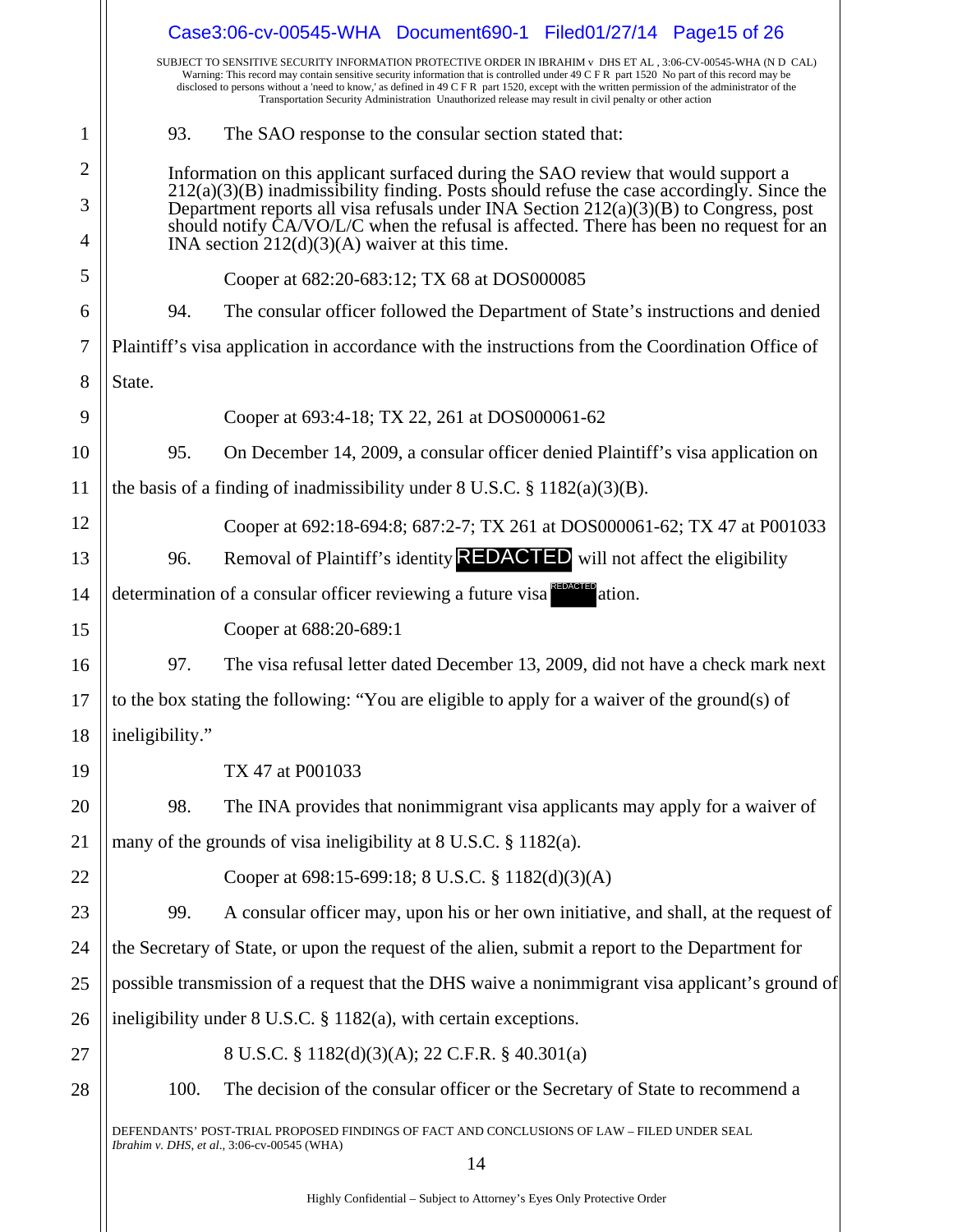SUBJECT TO SENSITIVE SECURITY INFORMATION PROTECTIVE ORDER IN IBRAHIM v DHS ET AL , 3:06-CV-00545-WHA (N D CAL) Warning: This record may contain sensitive security information that is controlled under 49 C F R part 1520 No part of this record may be disclosed to persons without a 'need to know,' as defined in 49 C F R part 1520, except with the written permission of the administrator of the Transportation Security Administration Unauthorized release may result in civil penalty or other action

93. The SAO response to the consular section stated that:

> Information on this applicant surfaced during the SAO review that would support a 212(a)(3)(B) inadmissibility finding. Posts should refuse the case accordingly. Since the Department reports all visa refusals under INA Section 212(a)(3)(B) to Congress, post should notify CA/VO/L/C when the refusal is affected. There has been no request for an INA section 212(d)(3)(A) waiver at this time.

Cooper at 682:20-683:12; TX 68 at DOS000085

94. The consular officer followed the Department of State's instructions and denied Plaintiff's visa application in accordance with the instructions from the Coordination Office of State.

Cooper at 693:4-18; TX 22, 261 at DOS000061-62

95. On December 14, 2009, a consular officer denied Plaintiff's visa application on the basis of a finding of inadmissibility under 8 U.S.C. § 1182(a)(3)(B).

Cooper at 692:18-694:8; 687:2-7; TX 261 at DOS000061-62; TX 47 at P001033

96. Removal of Plaintiff's identity REDACTED will not affect the eligibility determination of a consular officer reviewing a future visa REDACTED ation.

Cooper at 688:20-689:1

97. The visa refusal letter dated December 13, 2009, did not have a check mark next to the box stating the following: "You are eligible to apply for a waiver of the ground(s) of ineligibility."

TX 47 at P001033

98. The INA provides that nonimmigrant visa applicants may apply for a waiver of many of the grounds of visa ineligibility at 8 U.S.C. § 1182(a).

Cooper at 698:15-699:18; 8 U.S.C. § 1182(d)(3)(A)

99. A consular officer may, upon his or her own initiative, and shall, at the request of the Secretary of State, or upon the request of the alien, submit a report to the Department for possible transmission of a request that the DHS waive a nonimmigrant visa applicant's ground of ineligibility under 8 U.S.C. § 1182(a), with certain exceptions.

8 U.S.C. § 1182(d)(3)(A); 22 C.F.R. § 40.301(a)

100. The decision of the consular officer or the Secretary of State to recommend a

DEFENDANTS' POST-TRIAL PROPOSED FINDINGS OF FACT AND CONCLUSIONS OF LAW – FILED UNDER SEAL
*Ibrahim v. DHS, et al*., 3:06-cv-00545 (WHA)

Highly Confidential – Subject to Attorney's Eyes Only Protective Order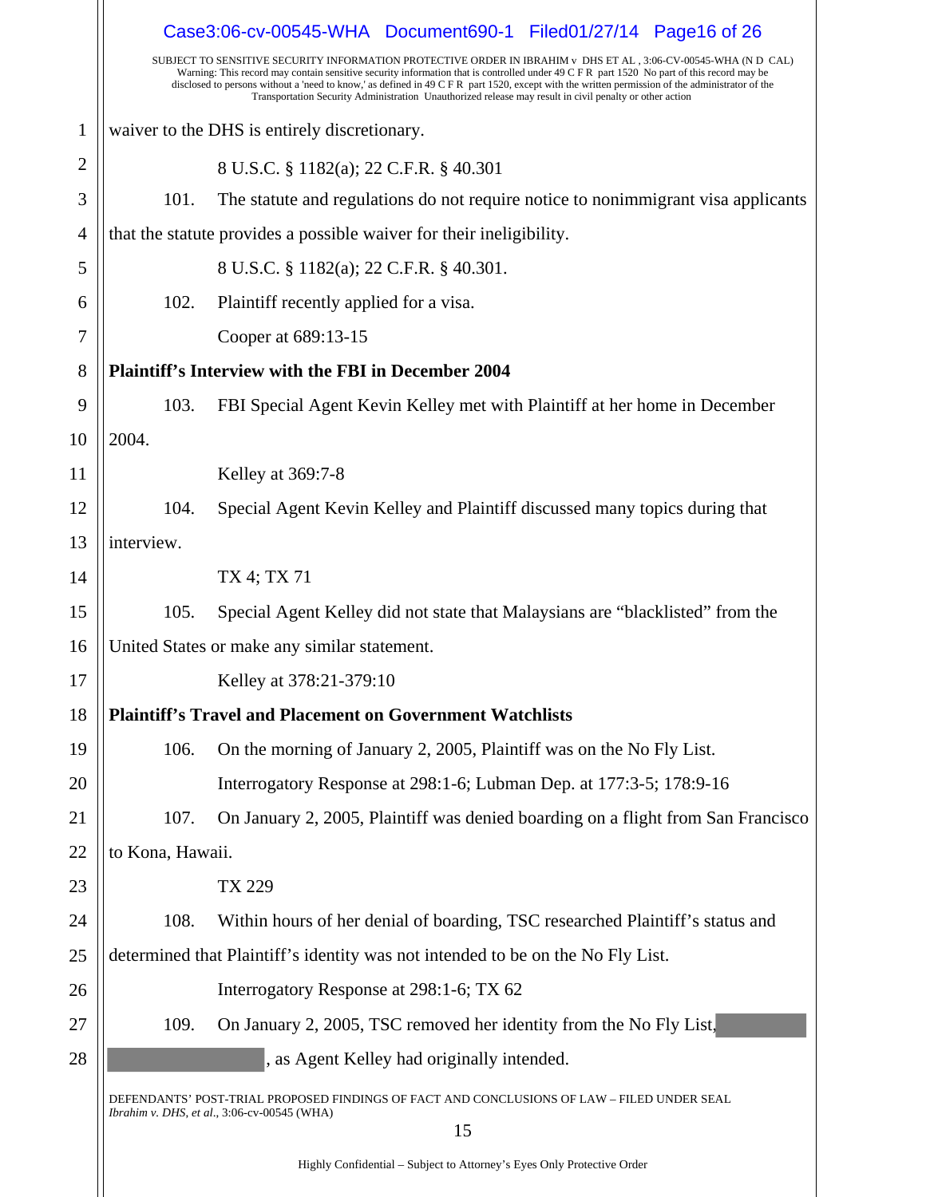SUBJECT TO SENSITIVE SECURITY INFORMATION PROTECTIVE ORDER IN IBRAHIM v DHS ET AL , 3:06-CV-00545-WHA (N D CAL)
Warning: This record may contain sensitive security information that is controlled under 49 C F R part 1520 No part of this record may be disclosed to persons without a 'need to know,' as defined in 49 C F R part 1520, except with the written permission of the administrator of the Transportation Security Administration Unauthorized release may result in civil penalty or other action

waiver to the DHS is entirely discretionary.

8 U.S.C. § 1182(a); 22 C.F.R. § 40.301

101. The statute and regulations do not require notice to nonimmigrant visa applicants that the statute provides a possible waiver for their ineligibility.

8 U.S.C. § 1182(a); 22 C.F.R. § 40.301.

102. Plaintiff recently applied for a visa.

Cooper at 689:13-15

**Plaintiff's Interview with the FBI in December 2004**

103. FBI Special Agent Kevin Kelley met with Plaintiff at her home in December 2004.

Kelley at 369:7-8

104. Special Agent Kevin Kelley and Plaintiff discussed many topics during that interview.

TX 4; TX 71

105. Special Agent Kelley did not state that Malaysians are "blacklisted" from the United States or make any similar statement.

Kelley at 378:21-379:10

**Plaintiff's Travel and Placement on Government Watchlists**

106. On the morning of January 2, 2005, Plaintiff was on the No Fly List.

Interrogatory Response at 298:1-6; Lubman Dep. at 177:3-5; 178:9-16

107. On January 2, 2005, Plaintiff was denied boarding on a flight from San Francisco to Kona, Hawaii.

TX 229

108. Within hours of her denial of boarding, TSC researched Plaintiff's status and determined that Plaintiff's identity was not intended to be on the No Fly List.

Interrogatory Response at 298:1-6; TX 62

109. On January 2, 2005, TSC removed her identity from the No Fly List, [REDACTED] [REDACTED], as Agent Kelley had originally intended.

DEFENDANTS' POST-TRIAL PROPOSED FINDINGS OF FACT AND CONCLUSIONS OF LAW – FILED UNDER SEAL
*Ibrahim v. DHS, et al.*, 3:06-cv-00545 (WHA)

Highly Confidential – Subject to Attorney's Eyes Only Protective Order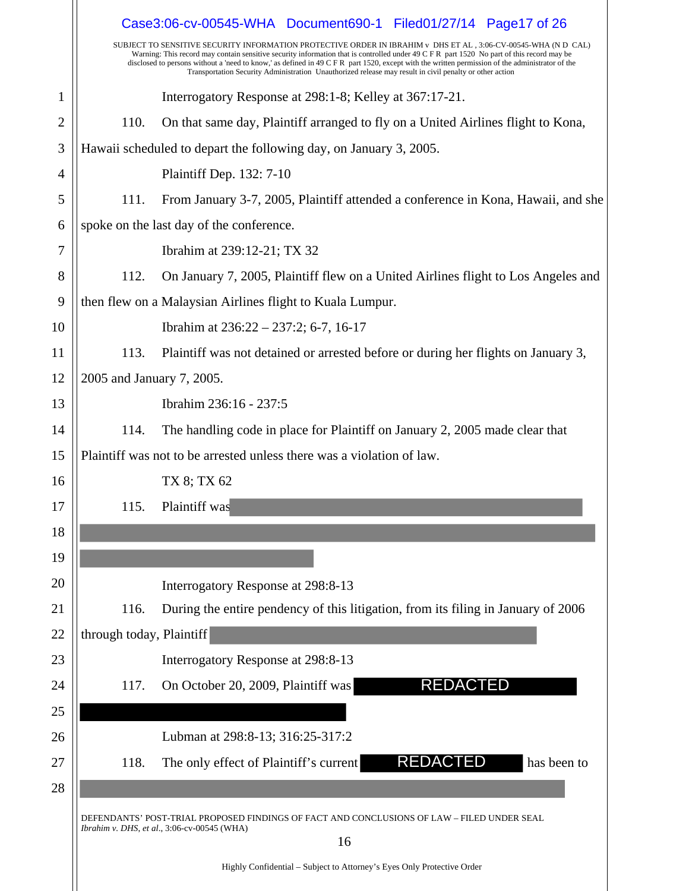Interrogatory Response at 298:1-8; Kelley at 367:17-21.

110. On that same day, Plaintiff arranged to fly on a United Airlines flight to Kona, Hawaii scheduled to depart the following day, on January 3, 2005.

Plaintiff Dep. 132: 7-10

111. From January 3-7, 2005, Plaintiff attended a conference in Kona, Hawaii, and she spoke on the last day of the conference.

Ibrahim at 239:12-21; TX 32

112. On January 7, 2005, Plaintiff flew on a United Airlines flight to Los Angeles and then flew on a Malaysian Airlines flight to Kuala Lumpur.

Ibrahim at 236:22 – 237:2; 6-7, 16-17

113. Plaintiff was not detained or arrested before or during her flights on January 3, 2005 and January 7, 2005.

Ibrahim 236:16 - 237:5

114. The handling code in place for Plaintiff on January 2, 2005 made clear that Plaintiff was not to be arrested unless there was a violation of law.

TX 8; TX 62

115. Plaintiff was

Interrogatory Response at 298:8-13

116. During the entire pendency of this litigation, from its filing in January of 2006 through today, Plaintiff

Interrogatory Response at 298:8-13

117. On October 20, 2009, Plaintiff was REDACTED

Lubman at 298:8-13; 316:25-317:2

118. The only effect of Plaintiff's current REDACTED has been to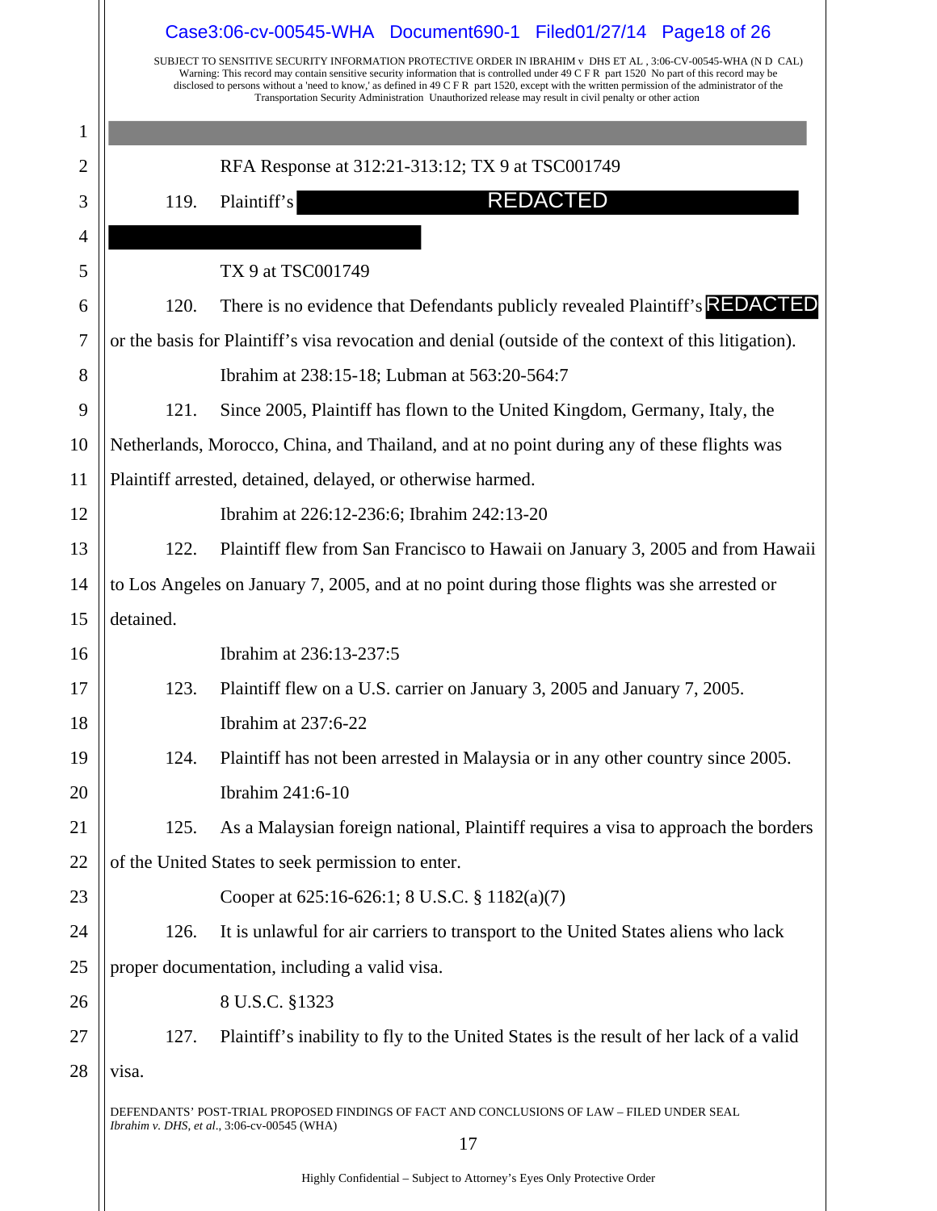SUBJECT TO SENSITIVE SECURITY INFORMATION PROTECTIVE ORDER IN IBRAHIM v DHS ET AL , 3:06-CV-00545-WHA (N D CAL) Warning: This record may contain sensitive security information that is controlled under 49 C F R part 1520 No part of this record may be disclosed to persons without a 'need to know,' as defined in 49 C F R part 1520, except with the written permission of the administrator of the Transportation Security Administration Unauthorized release may result in civil penalty or other action

RFA Response at 312:21-313:12; TX 9 at TSC001749

119. Plaintiff's REDACTED

TX 9 at TSC001749

120. There is no evidence that Defendants publicly revealed Plaintiff's REDACTED or the basis for Plaintiff's visa revocation and denial (outside of the context of this litigation).

Ibrahim at 238:15-18; Lubman at 563:20-564:7

121. Since 2005, Plaintiff has flown to the United Kingdom, Germany, Italy, the Netherlands, Morocco, China, and Thailand, and at no point during any of these flights was Plaintiff arrested, detained, delayed, or otherwise harmed.

Ibrahim at 226:12-236:6; Ibrahim 242:13-20

122. Plaintiff flew from San Francisco to Hawaii on January 3, 2005 and from Hawaii to Los Angeles on January 7, 2005, and at no point during those flights was she arrested or detained.

Ibrahim at 236:13-237:5

123. Plaintiff flew on a U.S. carrier on January 3, 2005 and January 7, 2005.

Ibrahim at 237:6-22

124. Plaintiff has not been arrested in Malaysia or in any other country since 2005.

Ibrahim 241:6-10

125. As a Malaysian foreign national, Plaintiff requires a visa to approach the borders of the United States to seek permission to enter.

Cooper at 625:16-626:1; 8 U.S.C. § 1182(a)(7)

126. It is unlawful for air carriers to transport to the United States aliens who lack proper documentation, including a valid visa.

8 U.S.C. §1323

127. Plaintiff's inability to fly to the United States is the result of her lack of a valid visa.

DEFENDANTS' POST-TRIAL PROPOSED FINDINGS OF FACT AND CONCLUSIONS OF LAW – FILED UNDER SEAL
*Ibrahim v. DHS, et al.*, 3:06-cv-00545 (WHA)

Highly Confidential – Subject to Attorney's Eyes Only Protective Order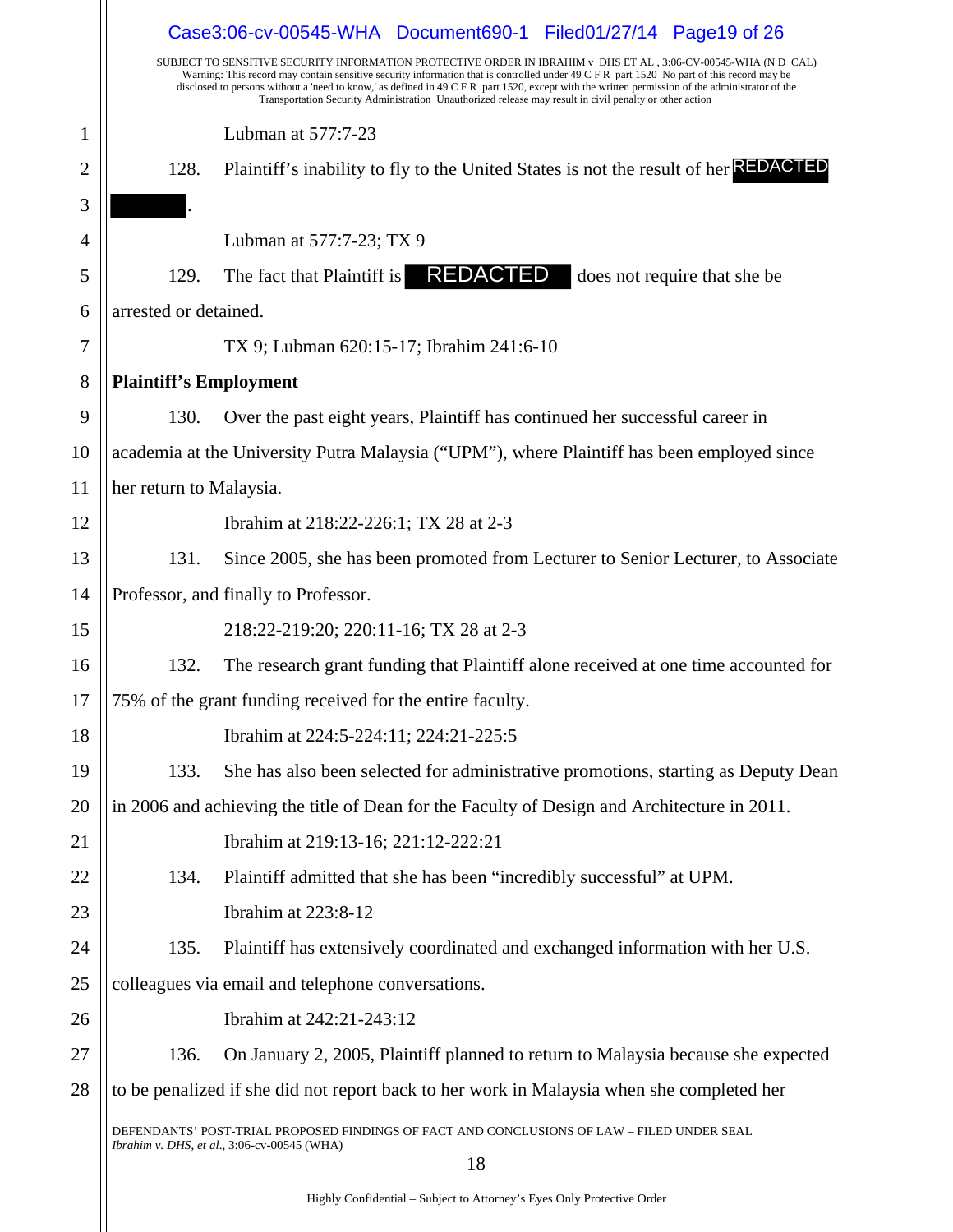Lubman at 577:7-23

128. Plaintiff's inability to fly to the United States is not the result of her REDACTED REDACTED.

Lubman at 577:7-23; TX 9

129. The fact that Plaintiff is REDACTED does not require that she be arrested or detained.

TX 9; Lubman 620:15-17; Ibrahim 241:6-10

**Plaintiff's Employment**

130. Over the past eight years, Plaintiff has continued her successful career in academia at the University Putra Malaysia ("UPM"), where Plaintiff has been employed since her return to Malaysia.

Ibrahim at 218:22-226:1; TX 28 at 2-3

131. Since 2005, she has been promoted from Lecturer to Senior Lecturer, to Associate Professor, and finally to Professor.

218:22-219:20; 220:11-16; TX 28 at 2-3

132. The research grant funding that Plaintiff alone received at one time accounted for 75% of the grant funding received for the entire faculty.

Ibrahim at 224:5-224:11; 224:21-225:5

133. She has also been selected for administrative promotions, starting as Deputy Dean in 2006 and achieving the title of Dean for the Faculty of Design and Architecture in 2011.

Ibrahim at 219:13-16; 221:12-222:21

134. Plaintiff admitted that she has been "incredibly successful" at UPM.

Ibrahim at 223:8-12

135. Plaintiff has extensively coordinated and exchanged information with her U.S. colleagues via email and telephone conversations.

Ibrahim at 242:21-243:12

136. On January 2, 2005, Plaintiff planned to return to Malaysia because she expected to be penalized if she did not report back to her work in Malaysia when she completed her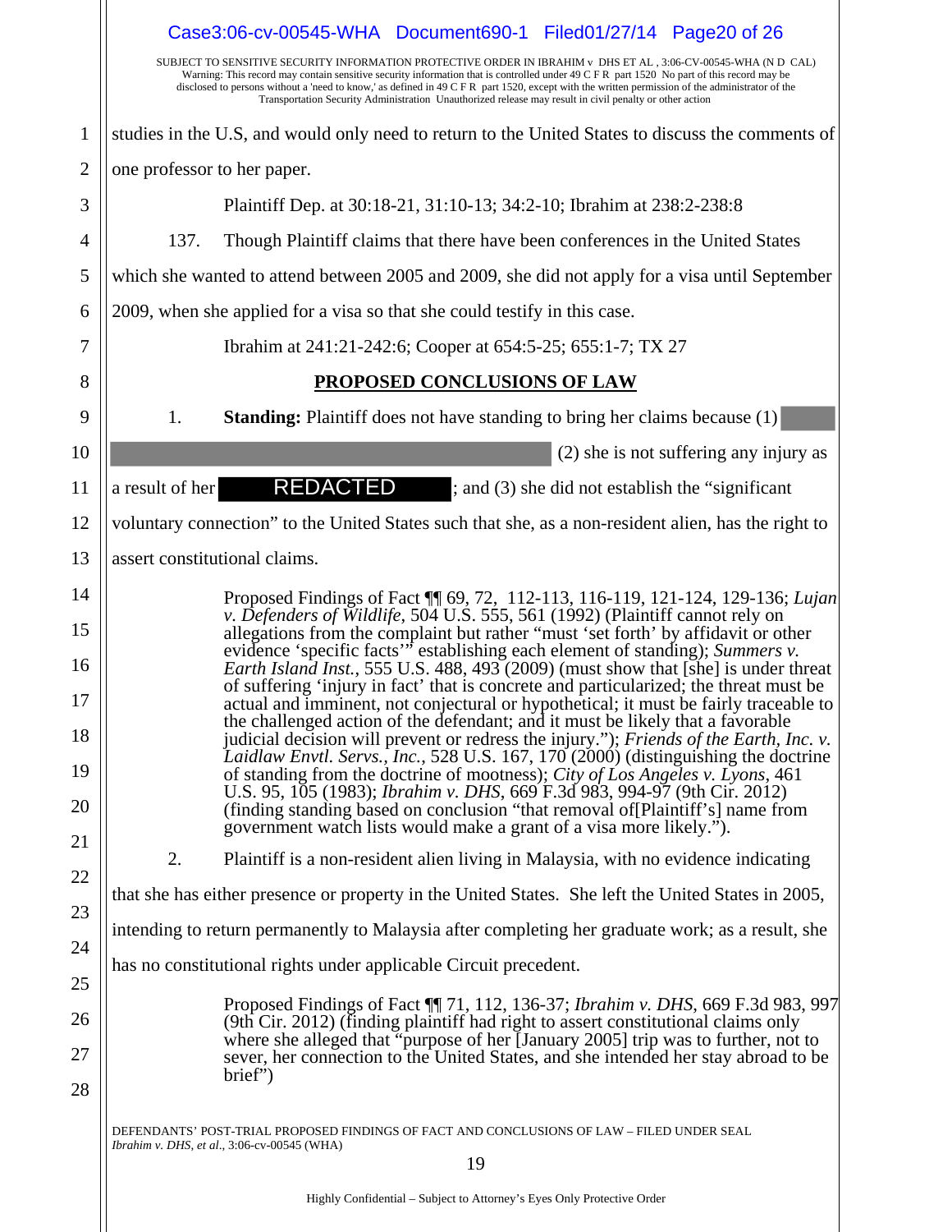studies in the U.S, and would only need to return to the United States to discuss the comments of one professor to her paper.

Plaintiff Dep. at 30:18-21, 31:10-13; 34:2-10; Ibrahim at 238:2-238:8

137. Though Plaintiff claims that there have been conferences in the United States which she wanted to attend between 2005 and 2009, she did not apply for a visa until September 2009, when she applied for a visa so that she could testify in this case.

Ibrahim at 241:21-242:6; Cooper at 654:5-25; 655:1-7; TX 27

## PROPOSED CONCLUSIONS OF LAW

1. **Standing:** Plaintiff does not have standing to bring her claims because (1) [REDACTED] (2) she is not suffering any injury as a result of her REDACTED; and (3) she did not establish the "significant voluntary connection" to the United States such that she, as a non-resident alien, has the right to assert constitutional claims.

Proposed Findings of Fact ¶¶ 69, 72, 112-113, 116-119, 121-124, 129-136; *Lujan v. Defenders of Wildlife*, 504 U.S. 555, 561 (1992) (Plaintiff cannot rely on allegations from the complaint but rather "must 'set forth' by affidavit or other evidence 'specific facts'" establishing each element of standing); *Summers v. Earth Island Inst.*, 555 U.S. 488, 493 (2009) (must show that [she] is under threat of suffering 'injury in fact' that is concrete and particularized; the threat must be actual and imminent, not conjectural or hypothetical; it must be fairly traceable to the challenged action of the defendant; and it must be likely that a favorable judicial decision will prevent or redress the injury."); *Friends of the Earth, Inc. v. Laidlaw Envtl. Servs., Inc.*, 528 U.S. 167, 170 (2000) (distinguishing the doctrine of standing from the doctrine of mootness); *City of Los Angeles v. Lyons*, 461 U.S. 95, 105 (1983); *Ibrahim v. DHS*, 669 F.3d 983, 994-97 (9th Cir. 2012) (finding standing based on conclusion "that removal of[Plaintiff's] name from government watch lists would make a grant of a visa more likely.").

2. Plaintiff is a non-resident alien living in Malaysia, with no evidence indicating that she has either presence or property in the United States. She left the United States in 2005, intending to return permanently to Malaysia after completing her graduate work; as a result, she has no constitutional rights under applicable Circuit precedent.

Proposed Findings of Fact ¶¶ 71, 112, 136-37; *Ibrahim v. DHS*, 669 F.3d 983, 997 (9th Cir. 2012) (finding plaintiff had right to assert constitutional claims only where she alleged that "purpose of her [January 2005] trip was to further, not to sever, her connection to the United States, and she intended her stay abroad to be brief")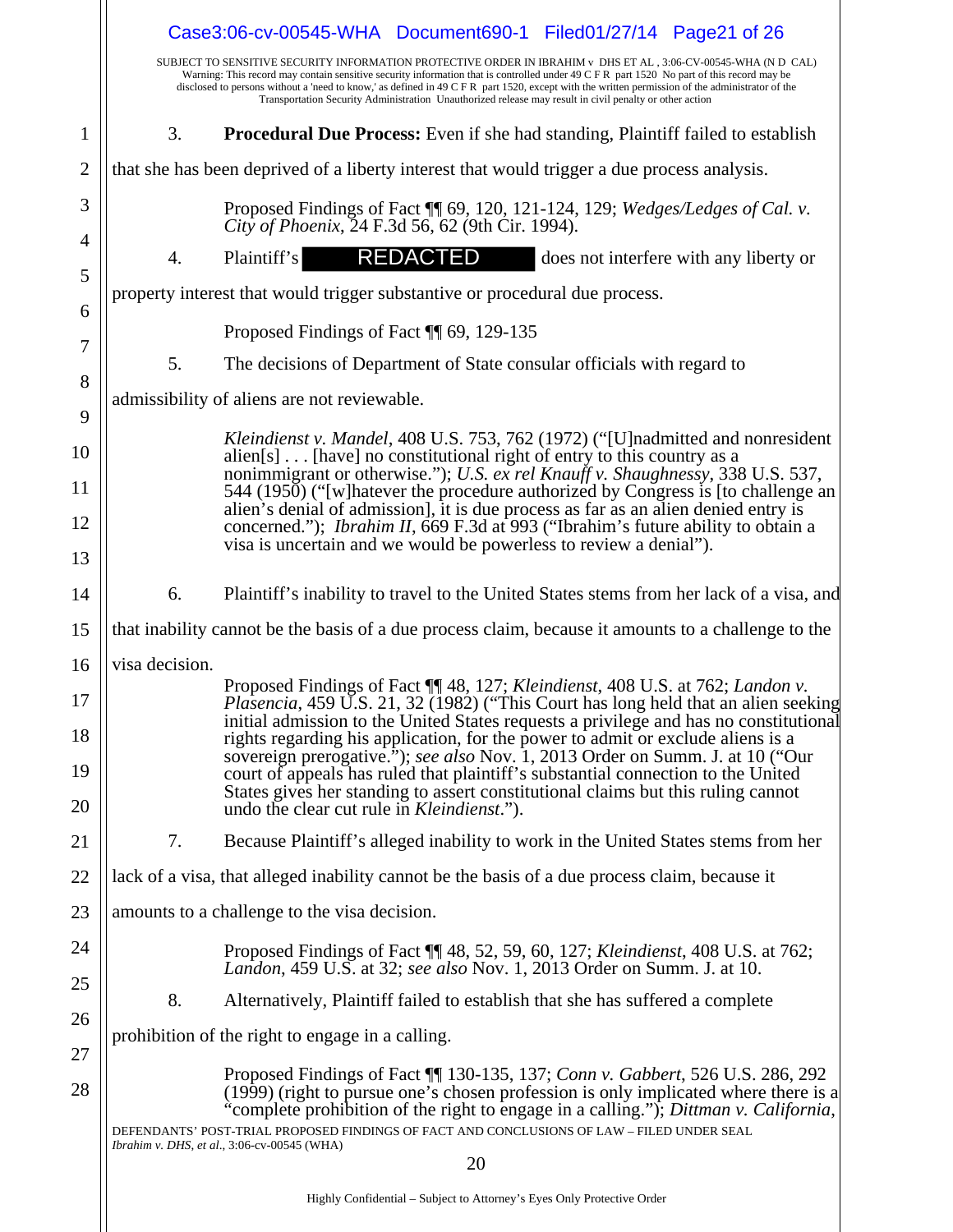SUBJECT TO SENSITIVE SECURITY INFORMATION PROTECTIVE ORDER IN IBRAHIM v DHS ET AL , 3:06-CV-00545-WHA (N D CAL)
Warning: This record may contain sensitive security information that is controlled under 49 C F R part 1520 No part of this record may be disclosed to persons without a 'need to know,' as defined in 49 C F R part 1520, except with the written permission of the administrator of the Transportation Security Administration Unauthorized release may result in civil penalty or other action

3. **Procedural Due Process:** Even if she had standing, Plaintiff failed to establish that she has been deprived of a liberty interest that would trigger a due process analysis.

> Proposed Findings of Fact ¶¶ 69, 120, 121-124, 129; *Wedges/Ledges of Cal. v. City of Phoenix*, 24 F.3d 56, 62 (9th Cir. 1994).

4. Plaintiff's REDACTED does not interfere with any liberty or property interest that would trigger substantive or procedural due process.

> Proposed Findings of Fact ¶¶ 69, 129-135

5. The decisions of Department of State consular officials with regard to admissibility of aliens are not reviewable.

> *Kleindienst v. Mandel*, 408 U.S. 753, 762 (1972) ("[U]nadmitted and nonresident alien[s] . . . [have] no constitutional right of entry to this country as a nonimmigrant or otherwise."); *U.S. ex rel Knauff v. Shaughnessy*, 338 U.S. 537, 544 (1950) ("[w]hatever the procedure authorized by Congress is [to challenge an alien's denial of admission], it is due process as far as an alien denied entry is concerned."); *Ibrahim II*, 669 F.3d at 993 ("Ibrahim's future ability to obtain a visa is uncertain and we would be powerless to review a denial").

6. Plaintiff's inability to travel to the United States stems from her lack of a visa, and that inability cannot be the basis of a due process claim, because it amounts to a challenge to the visa decision.

> Proposed Findings of Fact ¶¶ 48, 127; *Kleindienst*, 408 U.S. at 762; *Landon v. Plasencia*, 459 U.S. 21, 32 (1982) ("This Court has long held that an alien seeking initial admission to the United States requests a privilege and has no constitutional rights regarding his application, for the power to admit or exclude aliens is a sovereign prerogative."); *see also* Nov. 1, 2013 Order on Summ. J. at 10 ("Our court of appeals has ruled that plaintiff's substantial connection to the United States gives her standing to assert constitutional claims but this ruling cannot undo the clear cut rule in *Kleindienst*.").

7. Because Plaintiff's alleged inability to work in the United States stems from her lack of a visa, that alleged inability cannot be the basis of a due process claim, because it amounts to a challenge to the visa decision.

> Proposed Findings of Fact ¶¶ 48, 52, 59, 60, 127; *Kleindienst*, 408 U.S. at 762; *Landon*, 459 U.S. at 32; *see also* Nov. 1, 2013 Order on Summ. J. at 10.

8. Alternatively, Plaintiff failed to establish that she has suffered a complete prohibition of the right to engage in a calling.

> Proposed Findings of Fact ¶¶ 130-135, 137; *Conn v. Gabbert*, 526 U.S. 286, 292 (1999) (right to pursue one's chosen profession is only implicated where there is a "complete prohibition of the right to engage in a calling."); *Dittman v. California*,

DEFENDANTS' POST-TRIAL PROPOSED FINDINGS OF FACT AND CONCLUSIONS OF LAW – FILED UNDER SEAL
*Ibrahim v. DHS, et al.*, 3:06-cv-00545 (WHA)

Highly Confidential – Subject to Attorney's Eyes Only Protective Order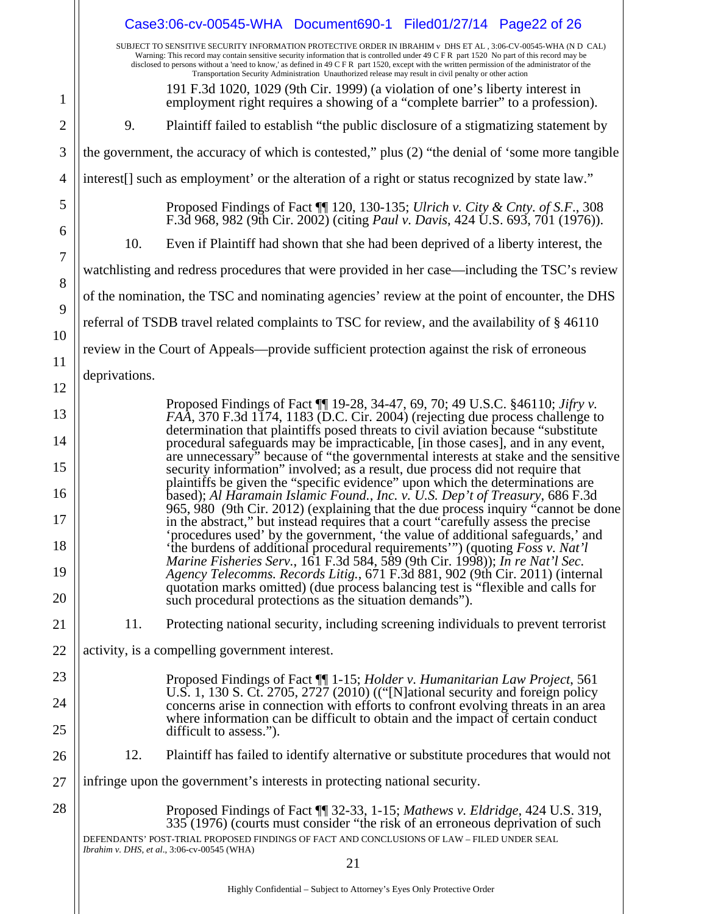191 F.3d 1020, 1029 (9th Cir. 1999) (a violation of one's liberty interest in employment right requires a showing of a "complete barrier" to a profession).

9. Plaintiff failed to establish "the public disclosure of a stigmatizing statement by the government, the accuracy of which is contested," plus (2) "the denial of 'some more tangible interest[] such as employment' or the alteration of a right or status recognized by state law."

> Proposed Findings of Fact ¶¶ 120, 130-135; *Ulrich v. City & Cnty. of S.F.*, 308 F.3d 968, 982 (9th Cir. 2002) (citing *Paul v. Davis*, 424 U.S. 693, 701 (1976)).

10. Even if Plaintiff had shown that she had been deprived of a liberty interest, the watchlisting and redress procedures that were provided in her case—including the TSC's review of the nomination, the TSC and nominating agencies' review at the point of encounter, the DHS referral of TSDB travel related complaints to TSC for review, and the availability of § 46110 review in the Court of Appeals—provide sufficient protection against the risk of erroneous deprivations.

> Proposed Findings of Fact ¶¶ 19-28, 34-47, 69, 70; 49 U.S.C. §46110; *Jifry v. FAA*, 370 F.3d 1174, 1183 (D.C. Cir. 2004) (rejecting due process challenge to determination that plaintiffs posed threats to civil aviation because "substitute procedural safeguards may be impracticable, [in those cases], and in any event, are unnecessary" because of "the governmental interests at stake and the sensitive security information" involved; as a result, due process did not require that plaintiffs be given the "specific evidence" upon which the determinations are based); *Al Haramain Islamic Found., Inc. v. U.S. Dep't of Treasury*, 686 F.3d 965, 980 (9th Cir. 2012) (explaining that the due process inquiry "cannot be done in the abstract," but instead requires that a court "carefully assess the precise 'procedures used' by the government, 'the value of additional safeguards,' and 'the burdens of additional procedural requirements'") (quoting *Foss v. Nat'l Marine Fisheries Serv.*, 161 F.3d 584, 589 (9th Cir. 1998)); *In re Nat'l Sec. Agency Telecomms. Records Litig.*, 671 F.3d 881, 902 (9th Cir. 2011) (internal quotation marks omitted) (due process balancing test is "flexible and calls for such procedural protections as the situation demands").

11. Protecting national security, including screening individuals to prevent terrorist activity, is a compelling government interest.

> Proposed Findings of Fact ¶¶ 1-15; *Holder v. Humanitarian Law Project*, 561 U.S. 1, 130 S. Ct. 2705, 2727 (2010) (("[N]ational security and foreign policy concerns arise in connection with efforts to confront evolving threats in an area where information can be difficult to obtain and the impact of certain conduct difficult to assess.").

12. Plaintiff has failed to identify alternative or substitute procedures that would not infringe upon the government's interests in protecting national security.

> Proposed Findings of Fact ¶¶ 32-33, 1-15; *Mathews v. Eldridge*, 424 U.S. 319, 335 (1976) (courts must consider "the risk of an erroneous deprivation of such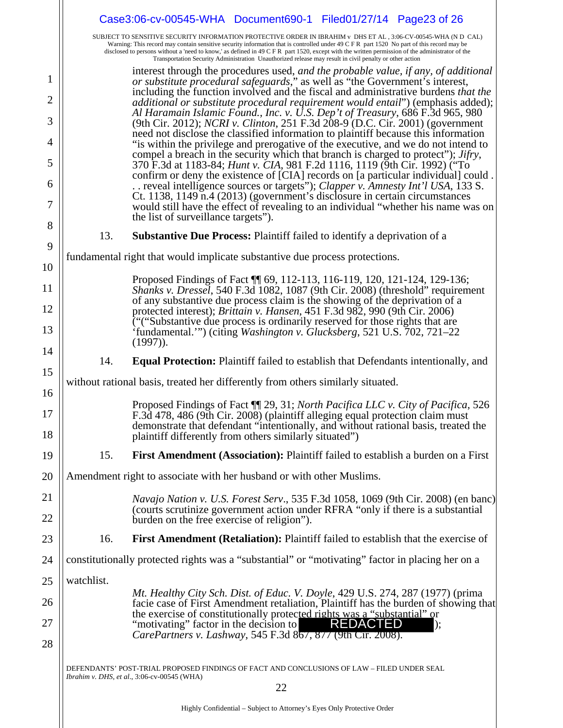SUBJECT TO SENSITIVE SECURITY INFORMATION PROTECTIVE ORDER IN IBRAHIM v DHS ET AL , 3:06-CV-00545-WHA (N D CAL) Warning: This record may contain sensitive security information that is controlled under 49 C F R part 1520 No part of this record may be disclosed to persons without a 'need to know,' as defined in 49 C F R part 1520, except with the written permission of the administrator of the Transportation Security Administration Unauthorized release may result in civil penalty or other action

> interest through the procedures used, *and the probable value, if any, of additional or substitute procedural safeguards*," as well as "the Government's interest, including the function involved and the fiscal and administrative burdens *that the additional or substitute procedural requirement would entail*") (emphasis added); *Al Haramain Islamic Found., Inc. v. U.S. Dep't of Treasury*, 686 F.3d 965, 980 (9th Cir. 2012); *NCRI v. Clinton*, 251 F.3d 208-9 (D.C. Cir. 2001) (government need not disclose the classified information to plaintiff because this information "is within the privilege and prerogative of the executive, and we do not intend to compel a breach in the security which that branch is charged to protect"); *Jifry*, 370 F.3d at 1183-84; *Hunt v. CIA*, 981 F.2d 1116, 1119 (9th Cir. 1992) ("To confirm or deny the existence of [CIA] records on [a particular individual] could . . . reveal intelligence sources or targets"); *Clapper v. Amnesty Int'l USA*, 133 S. Ct. 1138, 1149 n.4 (2013) (government's disclosure in certain circumstances would still have the effect of revealing to an individual "whether his name was on the list of surveillance targets").

13. **Substantive Due Process:** Plaintiff failed to identify a deprivation of a fundamental right that would implicate substantive due process protections.

> Proposed Findings of Fact ¶¶ 69, 112-113, 116-119, 120, 121-124, 129-136; *Shanks v. Dressel*, 540 F.3d 1082, 1087 (9th Cir. 2008) (threshold" requirement of any substantive due process claim is the showing of the deprivation of a protected interest); *Brittain v. Hansen*, 451 F.3d 982, 990 (9th Cir. 2006) ("("Substantive due process is ordinarily reserved for those rights that are 'fundamental.'") (citing *Washington v. Glucksberg*, 521 U.S. 702, 721–22 (1997)).

14. **Equal Protection:** Plaintiff failed to establish that Defendants intentionally, and without rational basis, treated her differently from others similarly situated.

> Proposed Findings of Fact ¶¶ 29, 31; *North Pacifica LLC v. City of Pacifica*, 526 F.3d 478, 486 (9th Cir. 2008) (plaintiff alleging equal protection claim must demonstrate that defendant "intentionally, and without rational basis, treated the plaintiff differently from others similarly situated")

15. **First Amendment (Association):** Plaintiff failed to establish a burden on a First Amendment right to associate with her husband or with other Muslims.

> *Navajo Nation v. U.S. Forest Serv*., 535 F.3d 1058, 1069 (9th Cir. 2008) (en banc) (courts scrutinize government action under RFRA "only if there is a substantial burden on the free exercise of religion").

16. **First Amendment (Retaliation):** Plaintiff failed to establish that the exercise of constitutionally protected rights was a "substantial" or "motivating" factor in placing her on a watchlist.

> *Mt. Healthy City Sch. Dist. of Educ. V. Doyle*, 429 U.S. 274, 287 (1977) (prima facie case of First Amendment retaliation, Plaintiff has the burden of showing that the exercise of constitutionally protected rights was a "substantial" or "motivating" factor in the decision to REDACTED ); *CarePartners v. Lashway*, 545 F.3d 867, 877 (9th Cir. 2008).

DEFENDANTS' POST-TRIAL PROPOSED FINDINGS OF FACT AND CONCLUSIONS OF LAW – FILED UNDER SEAL
*Ibrahim v. DHS, et al.*, 3:06-cv-00545 (WHA)

Highly Confidential – Subject to Attorney's Eyes Only Protective Order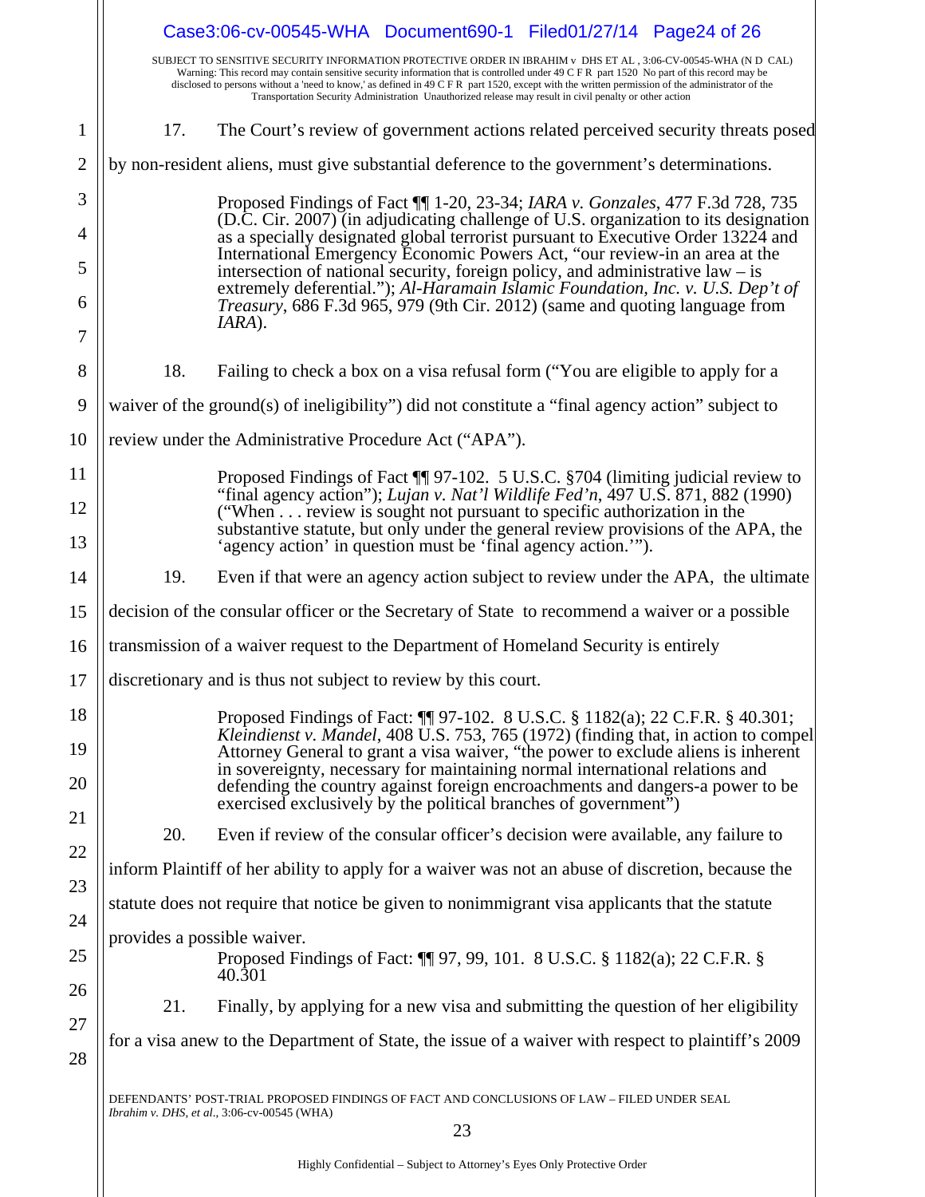SUBJECT TO SENSITIVE SECURITY INFORMATION PROTECTIVE ORDER IN IBRAHIM v DHS ET AL , 3:06-CV-00545-WHA (N D CAL)
Warning: This record may contain sensitive security information that is controlled under 49 C F R part 1520 No part of this record may be disclosed to persons without a 'need to know,' as defined in 49 C F R part 1520, except with the written permission of the administrator of the Transportation Security Administration Unauthorized release may result in civil penalty or other action

17. The Court's review of government actions related perceived security threats posed by non-resident aliens, must give substantial deference to the government's determinations.

> Proposed Findings of Fact ¶¶ 1-20, 23-34; *IARA v. Gonzales*, 477 F.3d 728, 735 (D.C. Cir. 2007) (in adjudicating challenge of U.S. organization to its designation as a specially designated global terrorist pursuant to Executive Order 13224 and International Emergency Economic Powers Act, "our review-in an area at the intersection of national security, foreign policy, and administrative law – is extremely deferential."); *Al-Haramain Islamic Foundation, Inc. v. U.S. Dep't of Treasury*, 686 F.3d 965, 979 (9th Cir. 2012) (same and quoting language from *IARA*).

18. Failing to check a box on a visa refusal form ("You are eligible to apply for a waiver of the ground(s) of ineligibility") did not constitute a "final agency action" subject to review under the Administrative Procedure Act ("APA").

> Proposed Findings of Fact ¶¶ 97-102. 5 U.S.C. §704 (limiting judicial review to "final agency action"); *Lujan v. Nat'l Wildlife Fed'n*, 497 U.S. 871, 882 (1990) ("When . . . review is sought not pursuant to specific authorization in the substantive statute, but only under the general review provisions of the APA, the 'agency action' in question must be 'final agency action.'").

19. Even if that were an agency action subject to review under the APA, the ultimate decision of the consular officer or the Secretary of State to recommend a waiver or a possible transmission of a waiver request to the Department of Homeland Security is entirely discretionary and is thus not subject to review by this court.

> Proposed Findings of Fact: ¶¶ 97-102. 8 U.S.C. § 1182(a); 22 C.F.R. § 40.301; *Kleindienst v. Mandel*, 408 U.S. 753, 765 (1972) (finding that, in action to compel Attorney General to grant a visa waiver, "the power to exclude aliens is inherent in sovereignty, necessary for maintaining normal international relations and defending the country against foreign encroachments and dangers-a power to be exercised exclusively by the political branches of government")

20. Even if review of the consular officer's decision were available, any failure to inform Plaintiff of her ability to apply for a waiver was not an abuse of discretion, because the statute does not require that notice be given to nonimmigrant visa applicants that the statute provides a possible waiver.

> Proposed Findings of Fact: ¶¶ 97, 99, 101. 8 U.S.C. § 1182(a); 22 C.F.R. § 40.301

21. Finally, by applying for a new visa and submitting the question of her eligibility for a visa anew to the Department of State, the issue of a waiver with respect to plaintiff's 2009

DEFENDANTS' POST-TRIAL PROPOSED FINDINGS OF FACT AND CONCLUSIONS OF LAW – FILED UNDER SEAL
*Ibrahim v. DHS, et al.*, 3:06-cv-00545 (WHA)

Highly Confidential – Subject to Attorney's Eyes Only Protective Order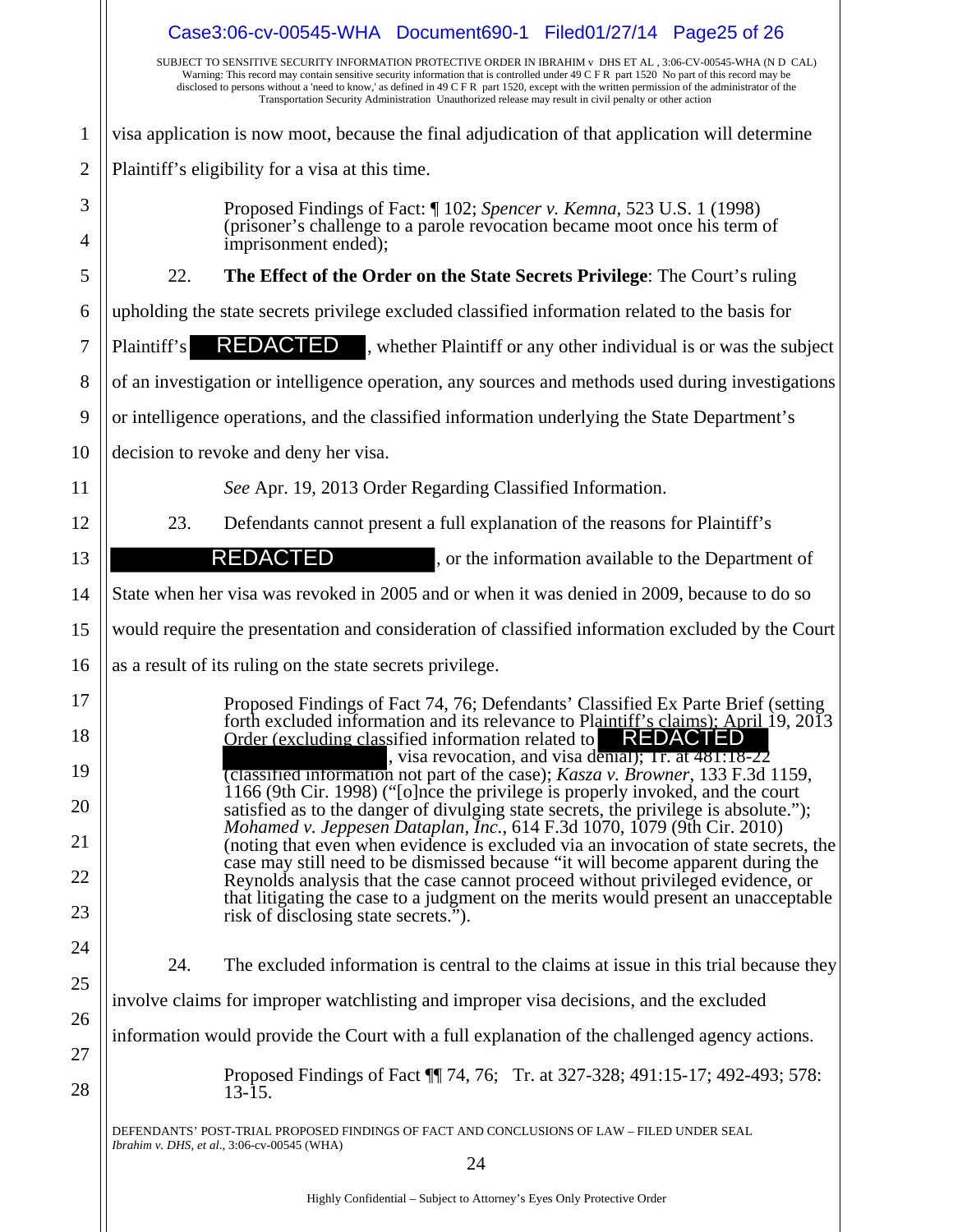visa application is now moot, because the final adjudication of that application will determine Plaintiff's eligibility for a visa at this time.

> Proposed Findings of Fact: ¶ 102; *Spencer v. Kemna*, 523 U.S. 1 (1998) (prisoner's challenge to a parole revocation became moot once his term of imprisonment ended);

22. **The Effect of the Order on the State Secrets Privilege**: The Court's ruling upholding the state secrets privilege excluded classified information related to the basis for Plaintiff's REDACTED, whether Plaintiff or any other individual is or was the subject of an investigation or intelligence operation, any sources and methods used during investigations or intelligence operations, and the classified information underlying the State Department's decision to revoke and deny her visa.

> *See* Apr. 19, 2013 Order Regarding Classified Information.

23. Defendants cannot present a full explanation of the reasons for Plaintiff's REDACTED, or the information available to the Department of State when her visa was revoked in 2005 and or when it was denied in 2009, because to do so would require the presentation and consideration of classified information excluded by the Court as a result of its ruling on the state secrets privilege.

> Proposed Findings of Fact 74, 76; Defendants' Classified Ex Parte Brief (setting forth excluded information and its relevance to Plaintiff's claims); April 19, 2013 Order (excluding classified information related to REDACTED, visa revocation, and visa denial); Tr. at 481:18-22 (classified information not part of the case); *Kasza v. Browner*, 133 F.3d 1159, 1166 (9th Cir. 1998) ("[o]nce the privilege is properly invoked, and the court satisfied as to the danger of divulging state secrets, the privilege is absolute."); *Mohamed v. Jeppesen Dataplan, Inc.*, 614 F.3d 1070, 1079 (9th Cir. 2010) (noting that even when evidence is excluded via an invocation of state secrets, the case may still need to be dismissed because "it will become apparent during the Reynolds analysis that the case cannot proceed without privileged evidence, or that litigating the case to a judgment on the merits would present an unacceptable risk of disclosing state secrets.").

24. The excluded information is central to the claims at issue in this trial because they involve claims for improper watchlisting and improper visa decisions, and the excluded information would provide the Court with a full explanation of the challenged agency actions.

> Proposed Findings of Fact ¶¶ 74, 76; Tr. at 327-328; 491:15-17; 492-493; 578:13-15.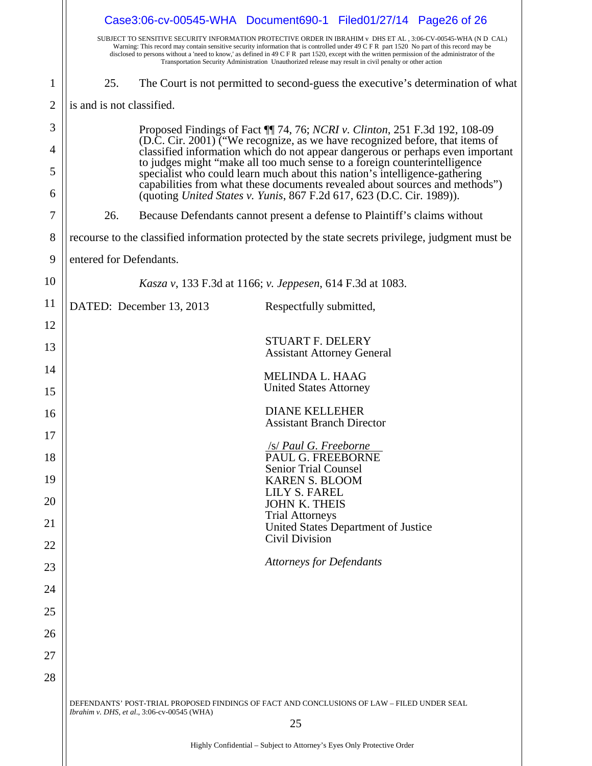SUBJECT TO SENSITIVE SECURITY INFORMATION PROTECTIVE ORDER IN IBRAHIM v DHS ET AL , 3:06-CV-00545-WHA (N D CAL)
Warning: This record may contain sensitive security information that is controlled under 49 C F R part 1520 No part of this record may be disclosed to persons without a 'need to know,' as defined in 49 C F R part 1520, except with the written permission of the administrator of the Transportation Security Administration Unauthorized release may result in civil penalty or other action

25. The Court is not permitted to second-guess the executive's determination of what is and is not classified.

> Proposed Findings of Fact ¶¶ 74, 76; *NCRI v. Clinton*, 251 F.3d 192, 108-09 (D.C. Cir. 2001) ("We recognize, as we have recognized before, that items of classified information which do not appear dangerous or perhaps even important to judges might "make all too much sense to a foreign counterintelligence specialist who could learn much about this nation's intelligence-gathering capabilities from what these documents revealed about sources and methods") (quoting *United States v. Yunis*, 867 F.2d 617, 623 (D.C. Cir. 1989)).

26. Because Defendants cannot present a defense to Plaintiff's claims without recourse to the classified information protected by the state secrets privilege, judgment must be entered for Defendants.

> *Kasza v*, 133 F.3d at 1166; *v. Jeppesen*, 614 F.3d at 1083.

DATED: December 13, 2013

Respectfully submitted,

STUART F. DELERY
Assistant Attorney General

MELINDA L. HAAG
United States Attorney

DIANE KELLEHER
Assistant Branch Director

/s/ *Paul G. Freeborne*
PAUL G. FREEBORNE
Senior Trial Counsel
KAREN S. BLOOM
LILY S. FAREL
JOHN K. THEIS
Trial Attorneys
United States Department of Justice
Civil Division

*Attorneys for Defendants*

DEFENDANTS' POST-TRIAL PROPOSED FINDINGS OF FACT AND CONCLUSIONS OF LAW – FILED UNDER SEAL
*Ibrahim v. DHS, et al.*, 3:06-cv-00545 (WHA)

Highly Confidential – Subject to Attorney's Eyes Only Protective Order